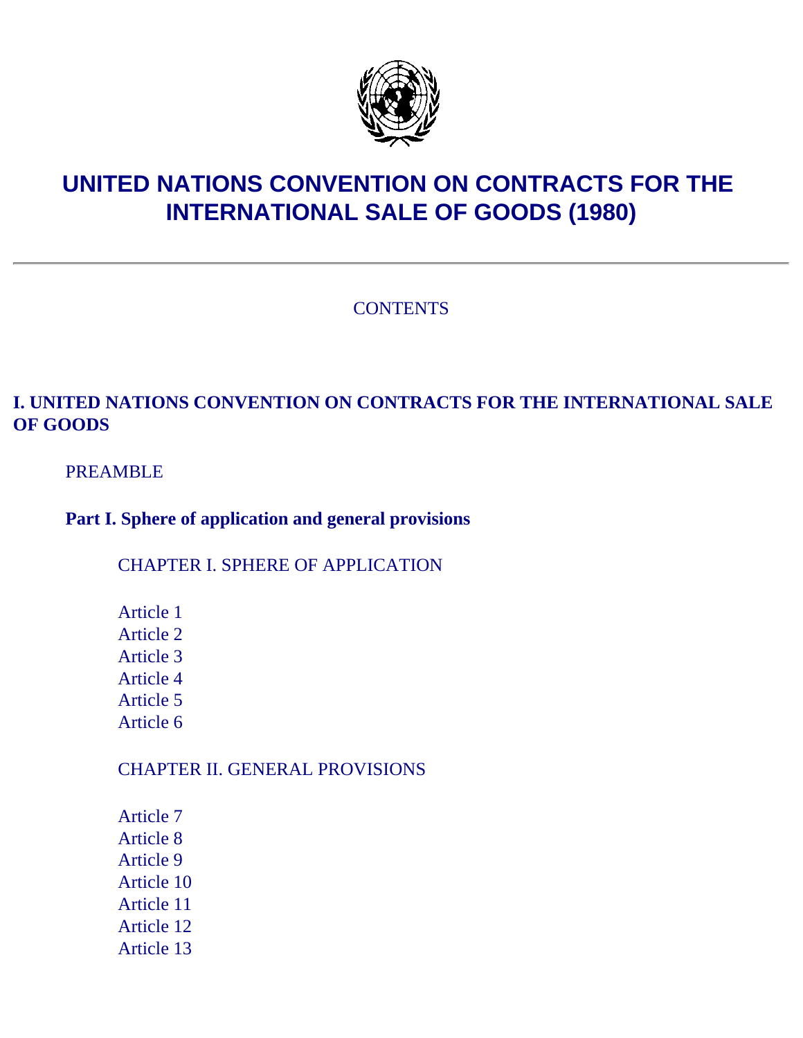# UNITED NATIONS CONVENTION ON CONTRACTS FOR THE INTERNATIONAL SALE OF GOODS (1980)

---

CONTENTS

## I. UNITED NATIONS CONVENTION ON CONTRACTS FOR THE INTERNATIONAL SALE OF GOODS

PREAMBLE

### Part I. Sphere of application and general provisions

CHAPTER I. SPHERE OF APPLICATION

Article 1
Article 2
Article 3
Article 4
Article 5
Article 6

CHAPTER II. GENERAL PROVISIONS

Article 7
Article 8
Article 9
Article 10
Article 11
Article 12
Article 13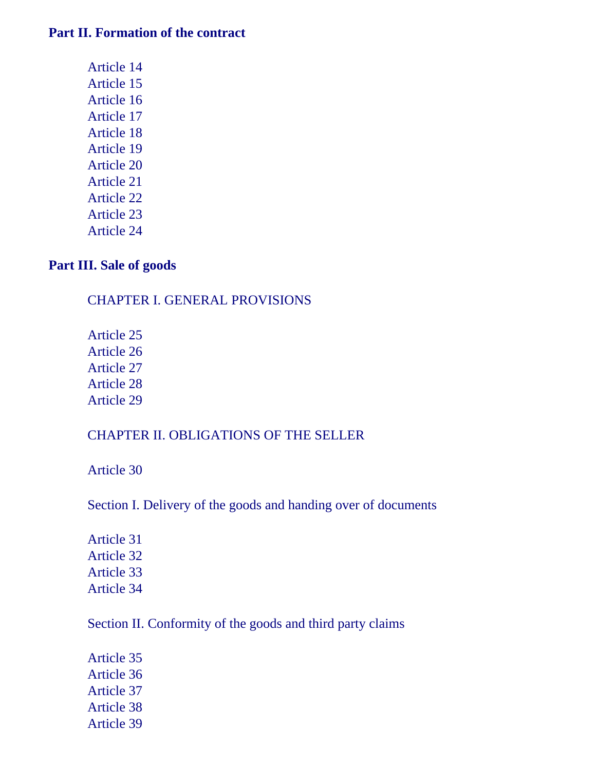## Part II. Formation of the contract

Article 14
Article 15
Article 16
Article 17
Article 18
Article 19
Article 20
Article 21
Article 22
Article 23
Article 24

## Part III. Sale of goods

### CHAPTER I. GENERAL PROVISIONS

Article 25
Article 26
Article 27
Article 28
Article 29

### CHAPTER II. OBLIGATIONS OF THE SELLER

Article 30

#### Section I. Delivery of the goods and handing over of documents

Article 31
Article 32
Article 33
Article 34

#### Section II. Conformity of the goods and third party claims

Article 35
Article 36
Article 37
Article 38
Article 39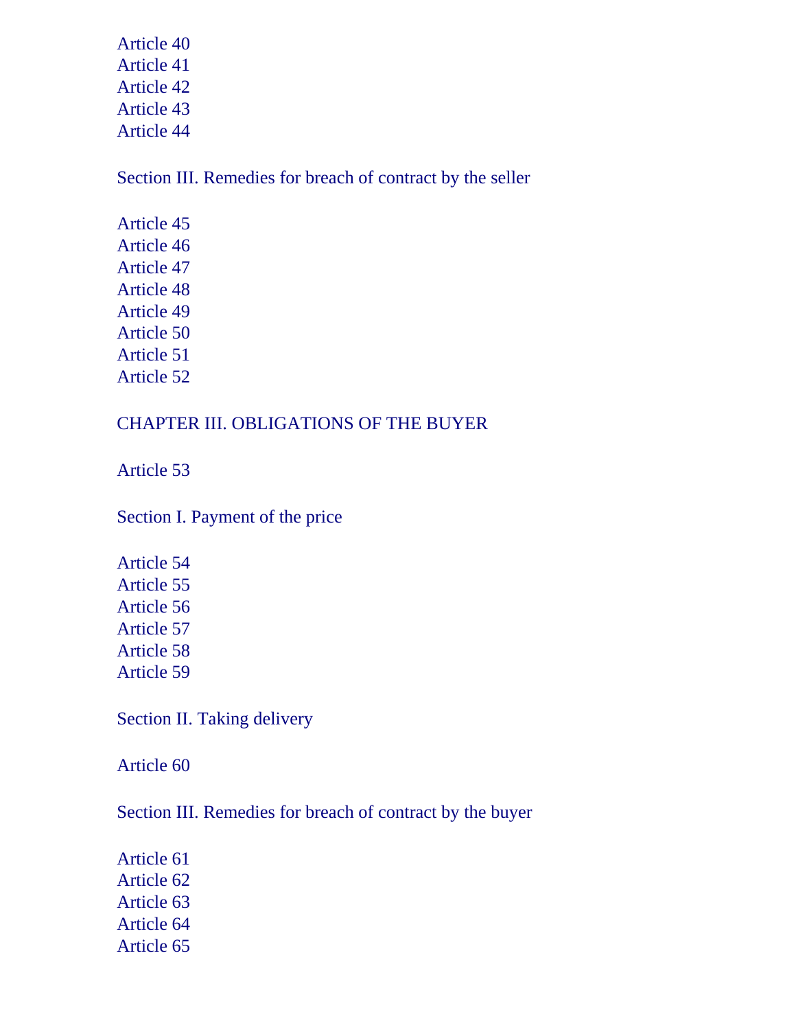Article 40
Article 41
Article 42
Article 43
Article 44

Section III. Remedies for breach of contract by the seller

Article 45
Article 46
Article 47
Article 48
Article 49
Article 50
Article 51
Article 52

CHAPTER III. OBLIGATIONS OF THE BUYER

Article 53

Section I. Payment of the price

Article 54
Article 55
Article 56
Article 57
Article 58
Article 59

Section II. Taking delivery

Article 60

Section III. Remedies for breach of contract by the buyer

Article 61
Article 62
Article 63
Article 64
Article 65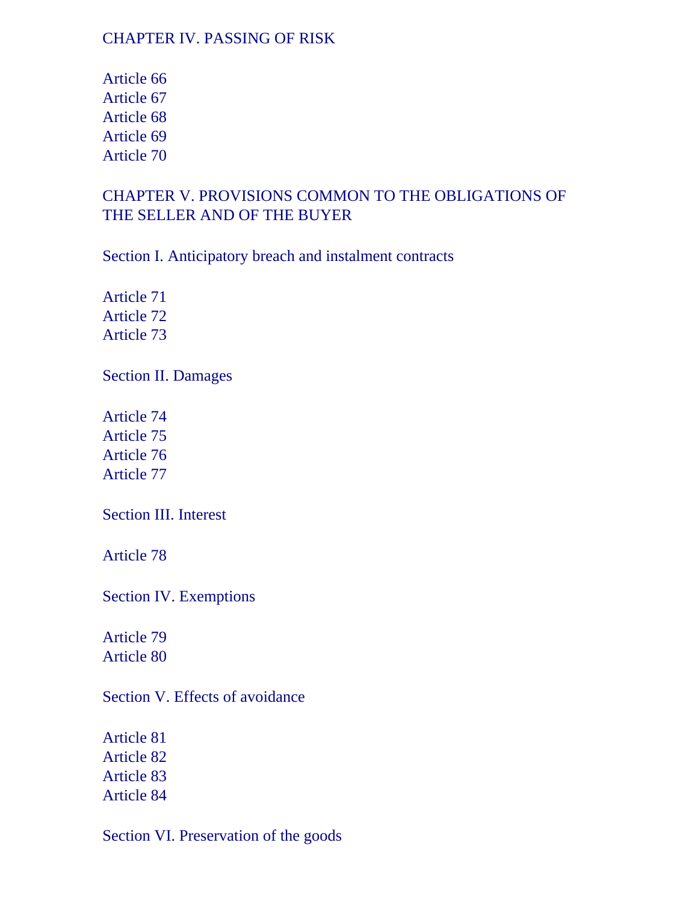CHAPTER IV. PASSING OF RISK

Article 66
Article 67
Article 68
Article 69
Article 70

CHAPTER V. PROVISIONS COMMON TO THE OBLIGATIONS OF THE SELLER AND OF THE BUYER

Section I. Anticipatory breach and instalment contracts

Article 71
Article 72
Article 73

Section II. Damages

Article 74
Article 75
Article 76
Article 77

Section III. Interest

Article 78

Section IV. Exemptions

Article 79
Article 80

Section V. Effects of avoidance

Article 81
Article 82
Article 83
Article 84

Section VI. Preservation of the goods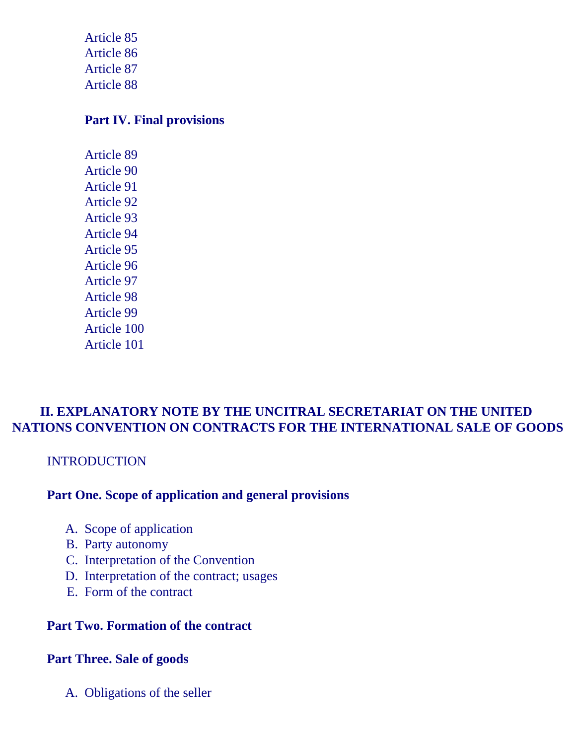Article 85
Article 86
Article 87
Article 88

**Part IV. Final provisions**

Article 89
Article 90
Article 91
Article 92
Article 93
Article 94
Article 95
Article 96
Article 97
Article 98
Article 99
Article 100
Article 101

## II. EXPLANATORY NOTE BY THE UNCITRAL SECRETARIAT ON THE UNITED NATIONS CONVENTION ON CONTRACTS FOR THE INTERNATIONAL SALE OF GOODS

INTRODUCTION

**Part One. Scope of application and general provisions**

A. Scope of application
B. Party autonomy
C. Interpretation of the Convention
D. Interpretation of the contract; usages
E. Form of the contract

**Part Two. Formation of the contract**

**Part Three. Sale of goods**

A. Obligations of the seller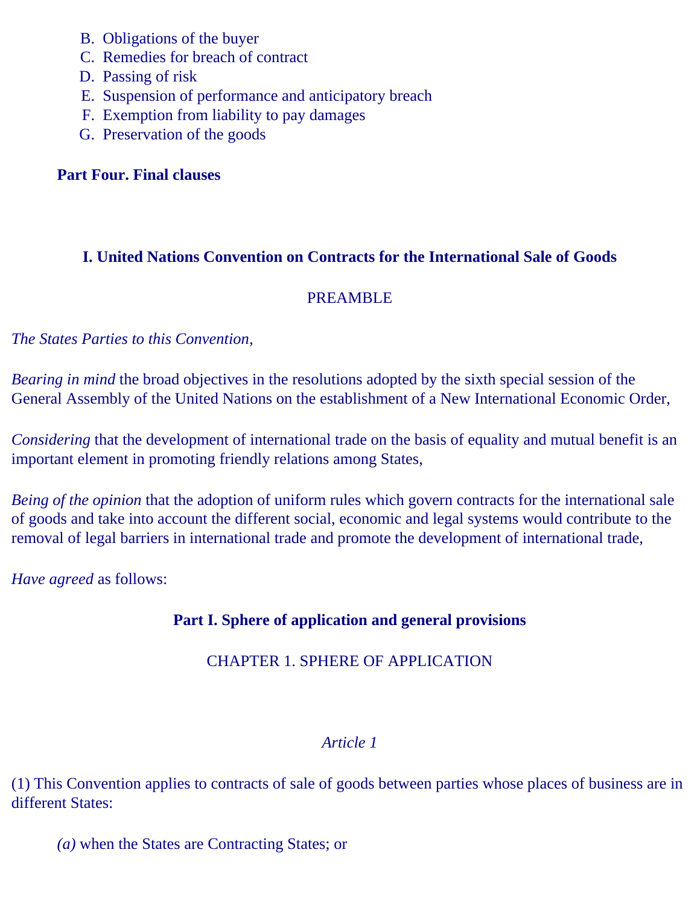B. Obligations of the buyer
C. Remedies for breach of contract
D. Passing of risk
E. Suspension of performance and anticipatory breach
F. Exemption from liability to pay damages
G. Preservation of the goods

**Part Four. Final clauses**

## I. United Nations Convention on Contracts for the International Sale of Goods

PREAMBLE

*The States Parties to this Convention,*

*Bearing in mind* the broad objectives in the resolutions adopted by the sixth special session of the General Assembly of the United Nations on the establishment of a New International Economic Order,

*Considering* that the development of international trade on the basis of equality and mutual benefit is an important element in promoting friendly relations among States,

*Being of the opinion* that the adoption of uniform rules which govern contracts for the international sale of goods and take into account the different social, economic and legal systems would contribute to the removal of legal barriers in international trade and promote the development of international trade,

*Have agreed* as follows:

### Part I. Sphere of application and general provisions

CHAPTER 1. SPHERE OF APPLICATION

*Article 1*

(1) This Convention applies to contracts of sale of goods between parties whose places of business are in different States:

*(a)* when the States are Contracting States; or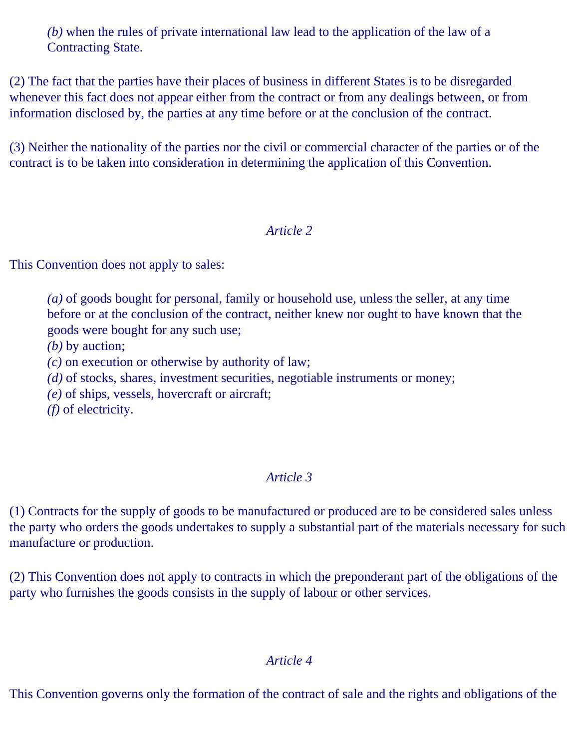(*b*) when the rules of private international law lead to the application of the law of a Contracting State.

(2) The fact that the parties have their places of business in different States is to be disregarded whenever this fact does not appear either from the contract or from any dealings between, or from information disclosed by, the parties at any time before or at the conclusion of the contract.

(3) Neither the nationality of the parties nor the civil or commercial character of the parties or of the contract is to be taken into consideration in determining the application of this Convention.

*Article 2*

This Convention does not apply to sales:

(*a*) of goods bought for personal, family or household use, unless the seller, at any time before or at the conclusion of the contract, neither knew nor ought to have known that the goods were bought for any such use;
(*b*) by auction;
(*c*) on execution or otherwise by authority of law;
(*d*) of stocks, shares, investment securities, negotiable instruments or money;
(*e*) of ships, vessels, hovercraft or aircraft;
(*f*) of electricity.

*Article 3*

(1) Contracts for the supply of goods to be manufactured or produced are to be considered sales unless the party who orders the goods undertakes to supply a substantial part of the materials necessary for such manufacture or production.

(2) This Convention does not apply to contracts in which the preponderant part of the obligations of the party who furnishes the goods consists in the supply of labour or other services.

*Article 4*

This Convention governs only the formation of the contract of sale and the rights and obligations of the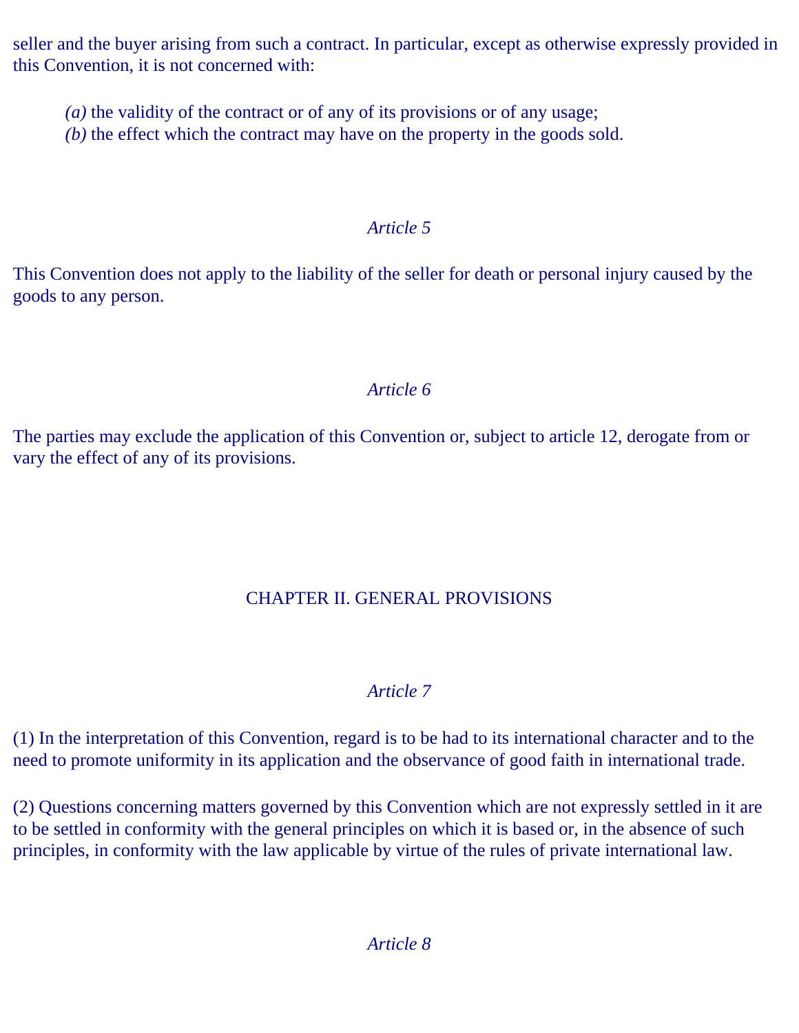seller and the buyer arising from such a contract. In particular, except as otherwise expressly provided in this Convention, it is not concerned with:

*(a)* the validity of the contract or of any of its provisions or of any usage;
*(b)* the effect which the contract may have on the property in the goods sold.

*Article 5*

This Convention does not apply to the liability of the seller for death or personal injury caused by the goods to any person.

*Article 6*

The parties may exclude the application of this Convention or, subject to article 12, derogate from or vary the effect of any of its provisions.

## CHAPTER II. GENERAL PROVISIONS

*Article 7*

(1) In the interpretation of this Convention, regard is to be had to its international character and to the need to promote uniformity in its application and the observance of good faith in international trade.

(2) Questions concerning matters governed by this Convention which are not expressly settled in it are to be settled in conformity with the general principles on which it is based or, in the absence of such principles, in conformity with the law applicable by virtue of the rules of private international law.

*Article 8*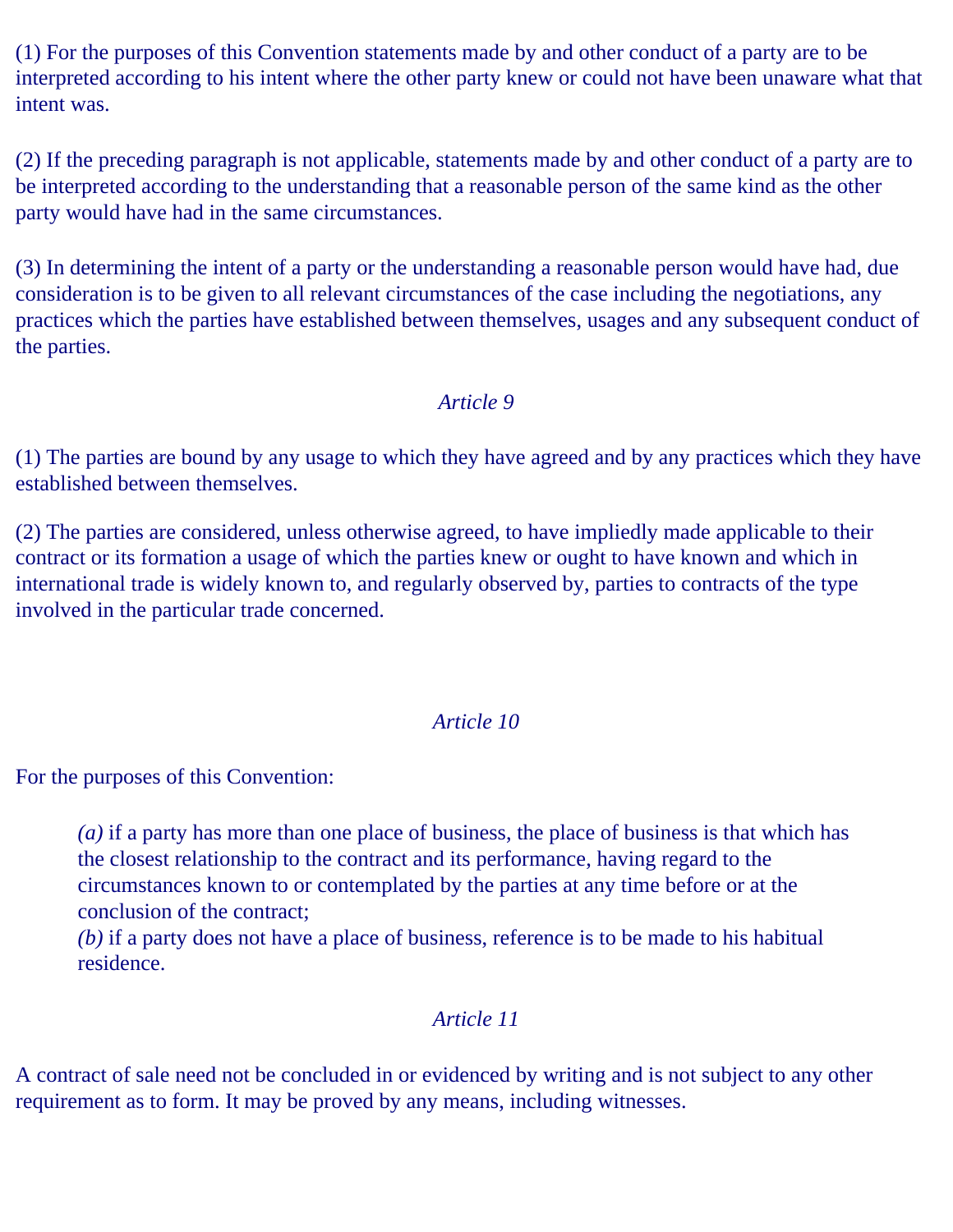(1) For the purposes of this Convention statements made by and other conduct of a party are to be interpreted according to his intent where the other party knew or could not have been unaware what that intent was.

(2) If the preceding paragraph is not applicable, statements made by and other conduct of a party are to be interpreted according to the understanding that a reasonable person of the same kind as the other party would have had in the same circumstances.

(3) In determining the intent of a party or the understanding a reasonable person would have had, due consideration is to be given to all relevant circumstances of the case including the negotiations, any practices which the parties have established between themselves, usages and any subsequent conduct of the parties.

*Article 9*

(1) The parties are bound by any usage to which they have agreed and by any practices which they have established between themselves.

(2) The parties are considered, unless otherwise agreed, to have impliedly made applicable to their contract or its formation a usage of which the parties knew or ought to have known and which in international trade is widely known to, and regularly observed by, parties to contracts of the type involved in the particular trade concerned.

*Article 10*

For the purposes of this Convention:

> *(a)* if a party has more than one place of business, the place of business is that which has the closest relationship to the contract and its performance, having regard to the circumstances known to or contemplated by the parties at any time before or at the conclusion of the contract;
> *(b)* if a party does not have a place of business, reference is to be made to his habitual residence.

*Article 11*

A contract of sale need not be concluded in or evidenced by writing and is not subject to any other requirement as to form. It may be proved by any means, including witnesses.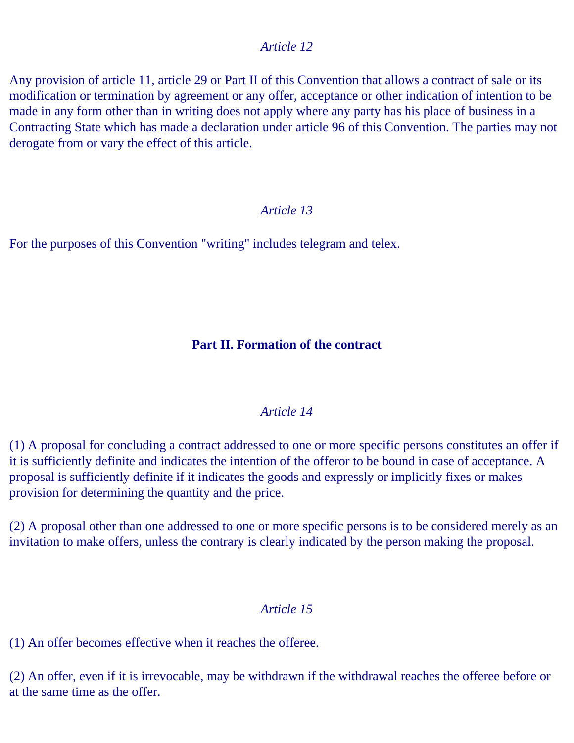*Article 12*

Any provision of article 11, article 29 or Part II of this Convention that allows a contract of sale or its modification or termination by agreement or any offer, acceptance or other indication of intention to be made in any form other than in writing does not apply where any party has his place of business in a Contracting State which has made a declaration under article 96 of this Convention. The parties may not derogate from or vary the effect of this article.

*Article 13*

For the purposes of this Convention "writing" includes telegram and telex.

## Part II. Formation of the contract

*Article 14*

(1) A proposal for concluding a contract addressed to one or more specific persons constitutes an offer if it is sufficiently definite and indicates the intention of the offeror to be bound in case of acceptance. A proposal is sufficiently definite if it indicates the goods and expressly or implicitly fixes or makes provision for determining the quantity and the price.

(2) A proposal other than one addressed to one or more specific persons is to be considered merely as an invitation to make offers, unless the contrary is clearly indicated by the person making the proposal.

*Article 15*

(1) An offer becomes effective when it reaches the offeree.

(2) An offer, even if it is irrevocable, may be withdrawn if the withdrawal reaches the offeree before or at the same time as the offer.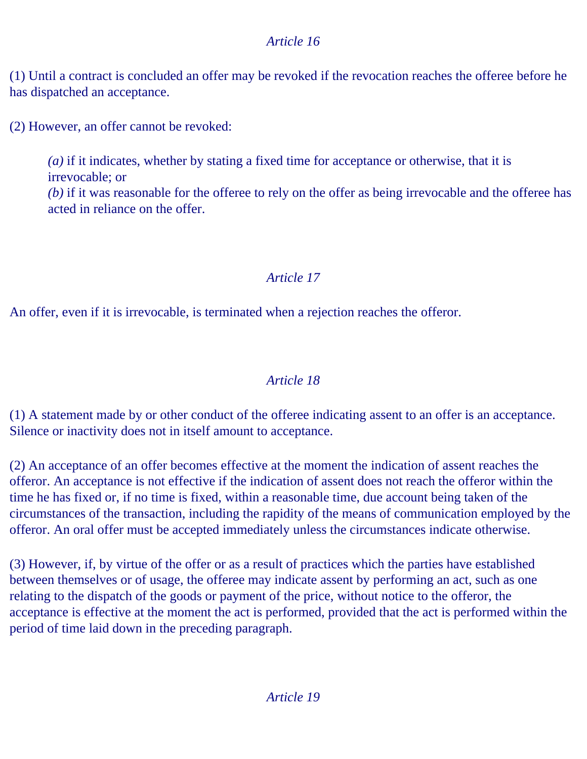### *Article 16*

(1) Until a contract is concluded an offer may be revoked if the revocation reaches the offeree before he has dispatched an acceptance.

(2) However, an offer cannot be revoked:

> *(a)* if it indicates, whether by stating a fixed time for acceptance or otherwise, that it is irrevocable; or
> *(b)* if it was reasonable for the offeree to rely on the offer as being irrevocable and the offeree has acted in reliance on the offer.

### *Article 17*

An offer, even if it is irrevocable, is terminated when a rejection reaches the offeror.

### *Article 18*

(1) A statement made by or other conduct of the offeree indicating assent to an offer is an acceptance. Silence or inactivity does not in itself amount to acceptance.

(2) An acceptance of an offer becomes effective at the moment the indication of assent reaches the offeror. An acceptance is not effective if the indication of assent does not reach the offeror within the time he has fixed or, if no time is fixed, within a reasonable time, due account being taken of the circumstances of the transaction, including the rapidity of the means of communication employed by the offeror. An oral offer must be accepted immediately unless the circumstances indicate otherwise.

(3) However, if, by virtue of the offer or as a result of practices which the parties have established between themselves or of usage, the offeree may indicate assent by performing an act, such as one relating to the dispatch of the goods or payment of the price, without notice to the offeror, the acceptance is effective at the moment the act is performed, provided that the act is performed within the period of time laid down in the preceding paragraph.

### *Article 19*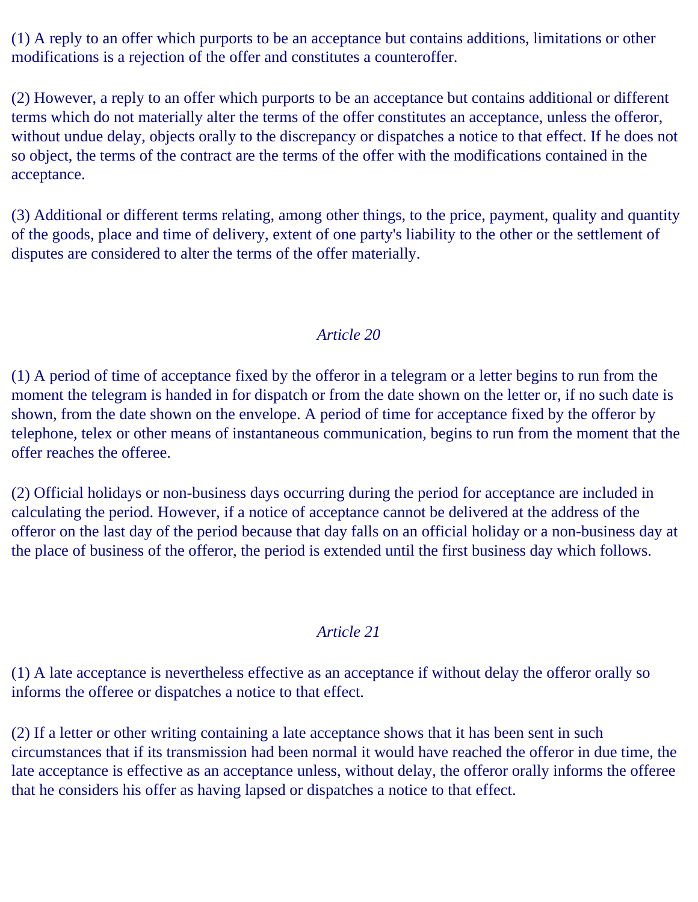(1) A reply to an offer which purports to be an acceptance but contains additions, limitations or other modifications is a rejection of the offer and constitutes a counteroffer.

(2) However, a reply to an offer which purports to be an acceptance but contains additional or different terms which do not materially alter the terms of the offer constitutes an acceptance, unless the offeror, without undue delay, objects orally to the discrepancy or dispatches a notice to that effect. If he does not so object, the terms of the contract are the terms of the offer with the modifications contained in the acceptance.

(3) Additional or different terms relating, among other things, to the price, payment, quality and quantity of the goods, place and time of delivery, extent of one party's liability to the other or the settlement of disputes are considered to alter the terms of the offer materially.

*Article 20*

(1) A period of time of acceptance fixed by the offeror in a telegram or a letter begins to run from the moment the telegram is handed in for dispatch or from the date shown on the letter or, if no such date is shown, from the date shown on the envelope. A period of time for acceptance fixed by the offeror by telephone, telex or other means of instantaneous communication, begins to run from the moment that the offer reaches the offeree.

(2) Official holidays or non-business days occurring during the period for acceptance are included in calculating the period. However, if a notice of acceptance cannot be delivered at the address of the offeror on the last day of the period because that day falls on an official holiday or a non-business day at the place of business of the offeror, the period is extended until the first business day which follows.

*Article 21*

(1) A late acceptance is nevertheless effective as an acceptance if without delay the offeror orally so informs the offeree or dispatches a notice to that effect.

(2) If a letter or other writing containing a late acceptance shows that it has been sent in such circumstances that if its transmission had been normal it would have reached the offeror in due time, the late acceptance is effective as an acceptance unless, without delay, the offeror orally informs the offeree that he considers his offer as having lapsed or dispatches a notice to that effect.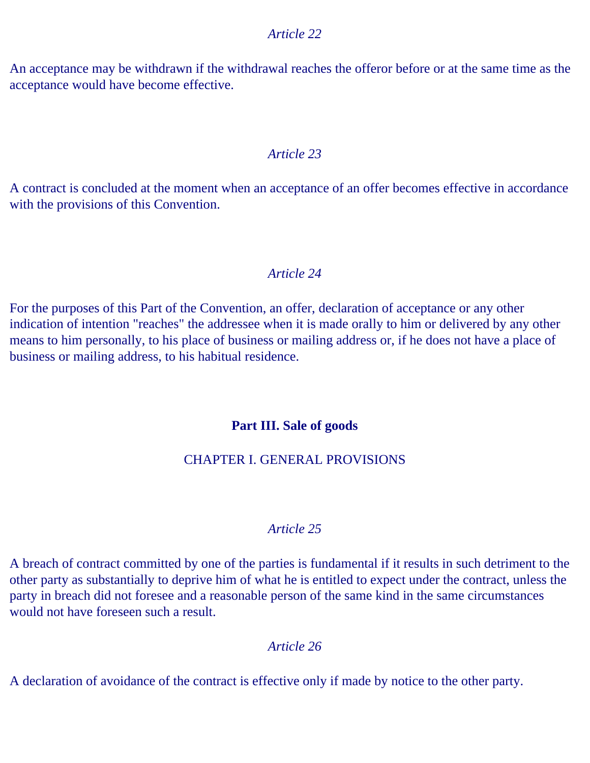*Article 22*

An acceptance may be withdrawn if the withdrawal reaches the offeror before or at the same time as the acceptance would have become effective.

*Article 23*

A contract is concluded at the moment when an acceptance of an offer becomes effective in accordance with the provisions of this Convention.

*Article 24*

For the purposes of this Part of the Convention, an offer, declaration of acceptance or any other indication of intention "reaches" the addressee when it is made orally to him or delivered by any other means to him personally, to his place of business or mailing address or, if he does not have a place of business or mailing address, to his habitual residence.

## Part III. Sale of goods

### CHAPTER I. GENERAL PROVISIONS

*Article 25*

A breach of contract committed by one of the parties is fundamental if it results in such detriment to the other party as substantially to deprive him of what he is entitled to expect under the contract, unless the party in breach did not foresee and a reasonable person of the same kind in the same circumstances would not have foreseen such a result.

*Article 26*

A declaration of avoidance of the contract is effective only if made by notice to the other party.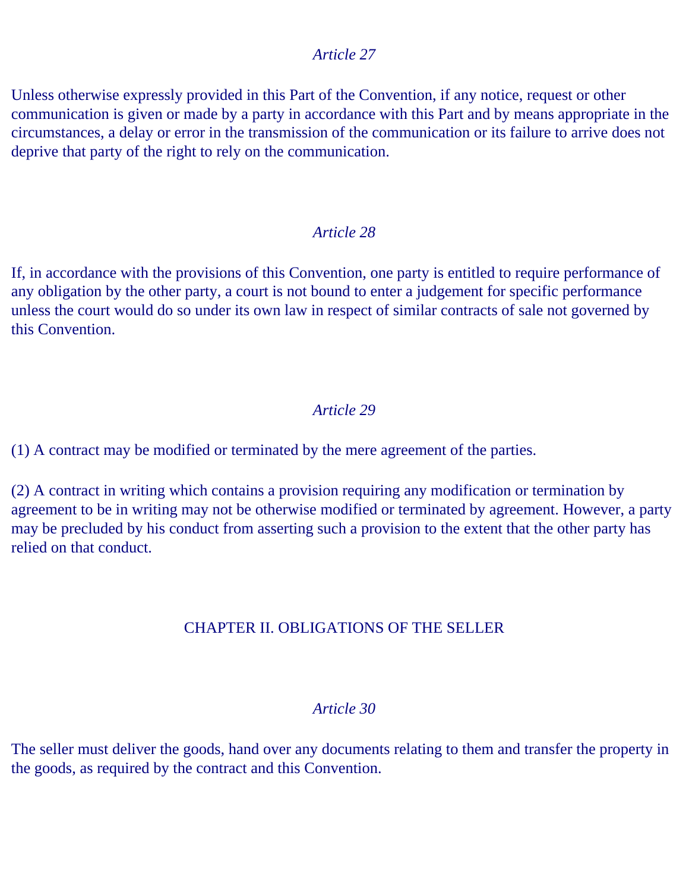*Article 27*

Unless otherwise expressly provided in this Part of the Convention, if any notice, request or other communication is given or made by a party in accordance with this Part and by means appropriate in the circumstances, a delay or error in the transmission of the communication or its failure to arrive does not deprive that party of the right to rely on the communication.

*Article 28*

If, in accordance with the provisions of this Convention, one party is entitled to require performance of any obligation by the other party, a court is not bound to enter a judgement for specific performance unless the court would do so under its own law in respect of similar contracts of sale not governed by this Convention.

*Article 29*

(1) A contract may be modified or terminated by the mere agreement of the parties.

(2) A contract in writing which contains a provision requiring any modification or termination by agreement to be in writing may not be otherwise modified or terminated by agreement. However, a party may be precluded by his conduct from asserting such a provision to the extent that the other party has relied on that conduct.

## CHAPTER II. OBLIGATIONS OF THE SELLER

*Article 30*

The seller must deliver the goods, hand over any documents relating to them and transfer the property in the goods, as required by the contract and this Convention.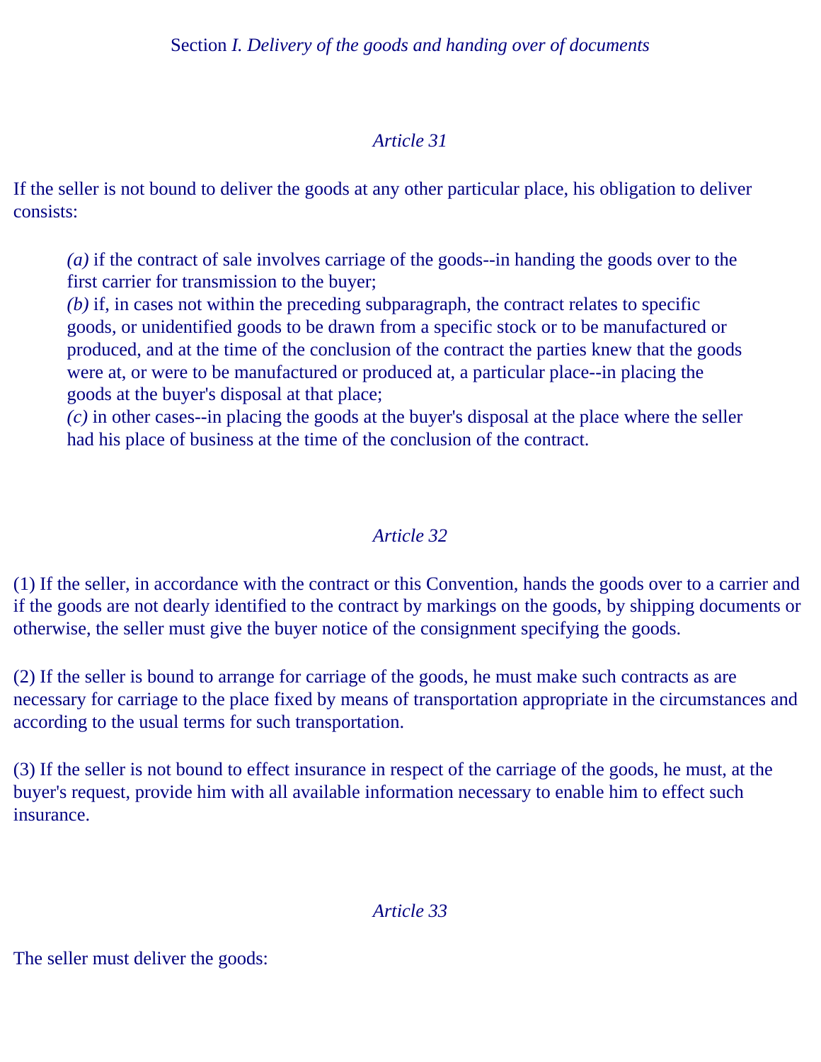## Section *I. Delivery of the goods and handing over of documents*

### *Article 31*

If the seller is not bound to deliver the goods at any other particular place, his obligation to deliver consists:

> *(a)* if the contract of sale involves carriage of the goods--in handing the goods over to the first carrier for transmission to the buyer;
> *(b)* if, in cases not within the preceding subparagraph, the contract relates to specific goods, or unidentified goods to be drawn from a specific stock or to be manufactured or produced, and at the time of the conclusion of the contract the parties knew that the goods were at, or were to be manufactured or produced at, a particular place--in placing the goods at the buyer's disposal at that place;
> *(c)* in other cases--in placing the goods at the buyer's disposal at the place where the seller had his place of business at the time of the conclusion of the contract.

### *Article 32*

(1) If the seller, in accordance with the contract or this Convention, hands the goods over to a carrier and if the goods are not dearly identified to the contract by markings on the goods, by shipping documents or otherwise, the seller must give the buyer notice of the consignment specifying the goods.

(2) If the seller is bound to arrange for carriage of the goods, he must make such contracts as are necessary for carriage to the place fixed by means of transportation appropriate in the circumstances and according to the usual terms for such transportation.

(3) If the seller is not bound to effect insurance in respect of the carriage of the goods, he must, at the buyer's request, provide him with all available information necessary to enable him to effect such insurance.

### *Article 33*

The seller must deliver the goods: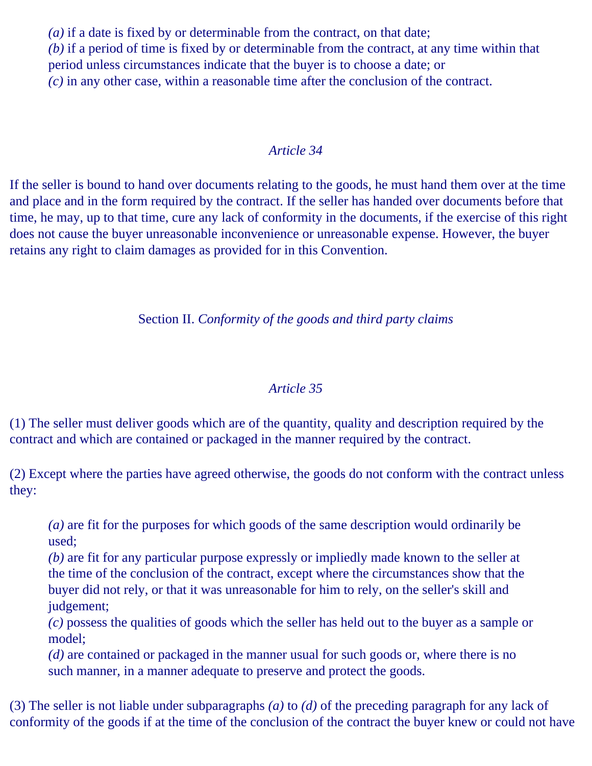*(a)* if a date is fixed by or determinable from the contract, on that date;
*(b)* if a period of time is fixed by or determinable from the contract, at any time within that period unless circumstances indicate that the buyer is to choose a date; or
*(c)* in any other case, within a reasonable time after the conclusion of the contract.

### *Article 34*

If the seller is bound to hand over documents relating to the goods, he must hand them over at the time and place and in the form required by the contract. If the seller has handed over documents before that time, he may, up to that time, cure any lack of conformity in the documents, if the exercise of this right does not cause the buyer unreasonable inconvenience or unreasonable expense. However, the buyer retains any right to claim damages as provided for in this Convention.

## Section II. *Conformity of the goods and third party claims*

### *Article 35*

(1) The seller must deliver goods which are of the quantity, quality and description required by the contract and which are contained or packaged in the manner required by the contract.

(2) Except where the parties have agreed otherwise, the goods do not conform with the contract unless they:

*(a)* are fit for the purposes for which goods of the same description would ordinarily be used;
*(b)* are fit for any particular purpose expressly or impliedly made known to the seller at the time of the conclusion of the contract, except where the circumstances show that the buyer did not rely, or that it was unreasonable for him to rely, on the seller's skill and judgement;
*(c)* possess the qualities of goods which the seller has held out to the buyer as a sample or model;
*(d)* are contained or packaged in the manner usual for such goods or, where there is no such manner, in a manner adequate to preserve and protect the goods.

(3) The seller is not liable under subparagraphs *(a)* to *(d)* of the preceding paragraph for any lack of conformity of the goods if at the time of the conclusion of the contract the buyer knew or could not have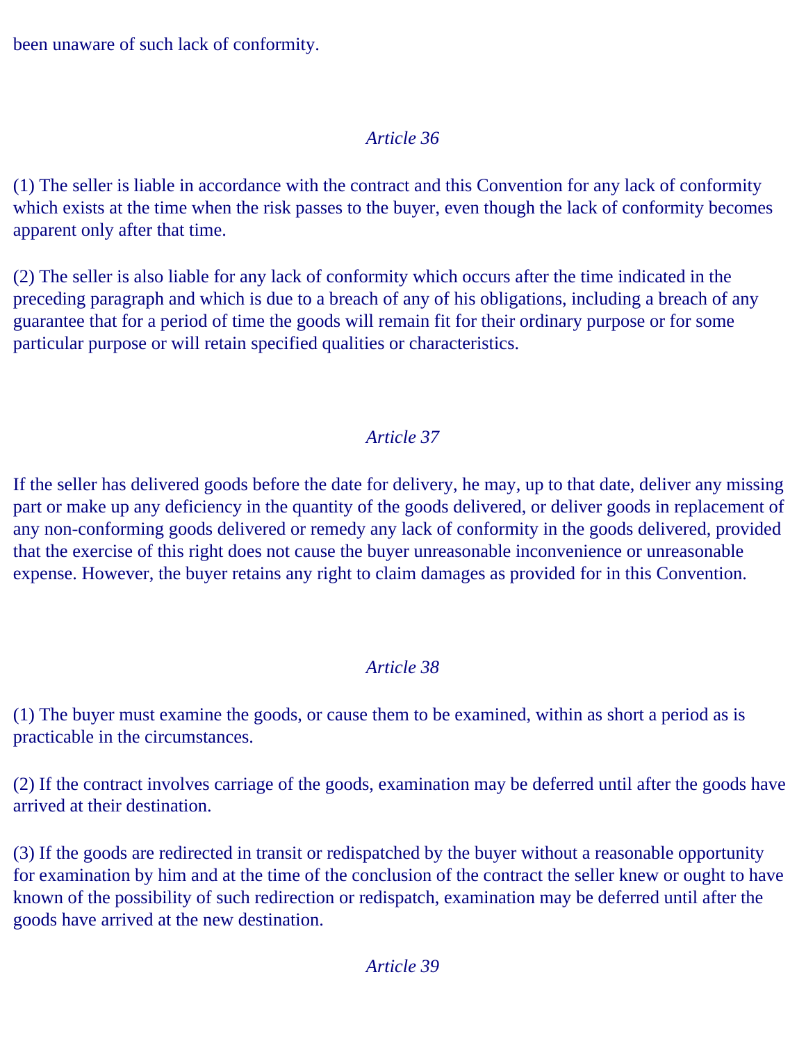been unaware of such lack of conformity.

*Article 36*

(1) The seller is liable in accordance with the contract and this Convention for any lack of conformity which exists at the time when the risk passes to the buyer, even though the lack of conformity becomes apparent only after that time.

(2) The seller is also liable for any lack of conformity which occurs after the time indicated in the preceding paragraph and which is due to a breach of any of his obligations, including a breach of any guarantee that for a period of time the goods will remain fit for their ordinary purpose or for some particular purpose or will retain specified qualities or characteristics.

*Article 37*

If the seller has delivered goods before the date for delivery, he may, up to that date, deliver any missing part or make up any deficiency in the quantity of the goods delivered, or deliver goods in replacement of any non-conforming goods delivered or remedy any lack of conformity in the goods delivered, provided that the exercise of this right does not cause the buyer unreasonable inconvenience or unreasonable expense. However, the buyer retains any right to claim damages as provided for in this Convention.

*Article 38*

(1) The buyer must examine the goods, or cause them to be examined, within as short a period as is practicable in the circumstances.

(2) If the contract involves carriage of the goods, examination may be deferred until after the goods have arrived at their destination.

(3) If the goods are redirected in transit or redispatched by the buyer without a reasonable opportunity for examination by him and at the time of the conclusion of the contract the seller knew or ought to have known of the possibility of such redirection or redispatch, examination may be deferred until after the goods have arrived at the new destination.

*Article 39*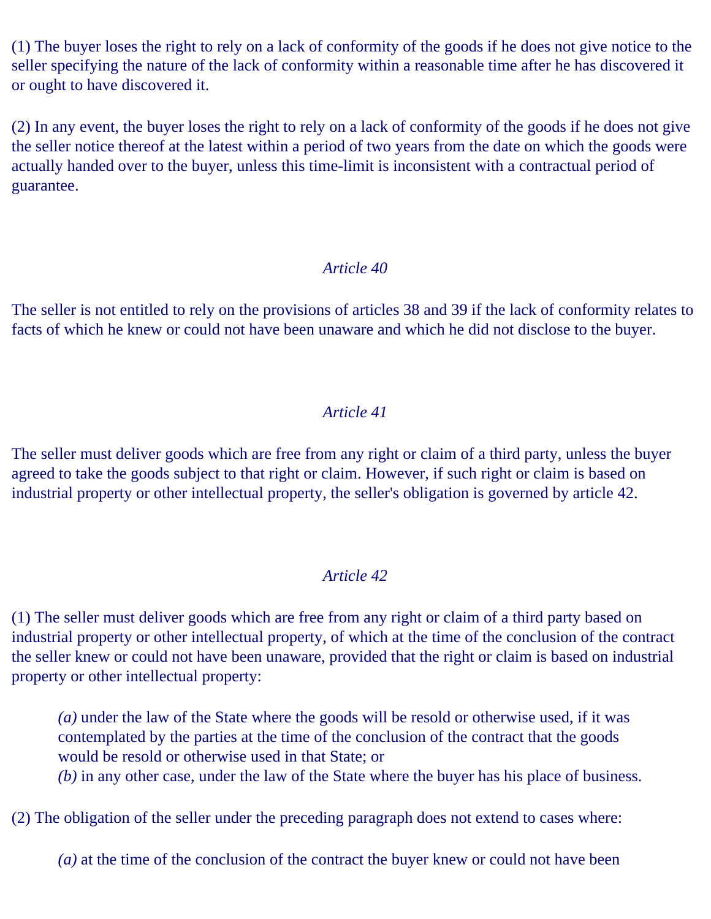(1) The buyer loses the right to rely on a lack of conformity of the goods if he does not give notice to the seller specifying the nature of the lack of conformity within a reasonable time after he has discovered it or ought to have discovered it.

(2) In any event, the buyer loses the right to rely on a lack of conformity of the goods if he does not give the seller notice thereof at the latest within a period of two years from the date on which the goods were actually handed over to the buyer, unless this time-limit is inconsistent with a contractual period of guarantee.

*Article 40*

The seller is not entitled to rely on the provisions of articles 38 and 39 if the lack of conformity relates to facts of which he knew or could not have been unaware and which he did not disclose to the buyer.

*Article 41*

The seller must deliver goods which are free from any right or claim of a third party, unless the buyer agreed to take the goods subject to that right or claim. However, if such right or claim is based on industrial property or other intellectual property, the seller's obligation is governed by article 42.

*Article 42*

(1) The seller must deliver goods which are free from any right or claim of a third party based on industrial property or other intellectual property, of which at the time of the conclusion of the contract the seller knew or could not have been unaware, provided that the right or claim is based on industrial property or other intellectual property:

> *(a)* under the law of the State where the goods will be resold or otherwise used, if it was contemplated by the parties at the time of the conclusion of the contract that the goods would be resold or otherwise used in that State; or
> *(b)* in any other case, under the law of the State where the buyer has his place of business.

(2) The obligation of the seller under the preceding paragraph does not extend to cases where:

> *(a)* at the time of the conclusion of the contract the buyer knew or could not have been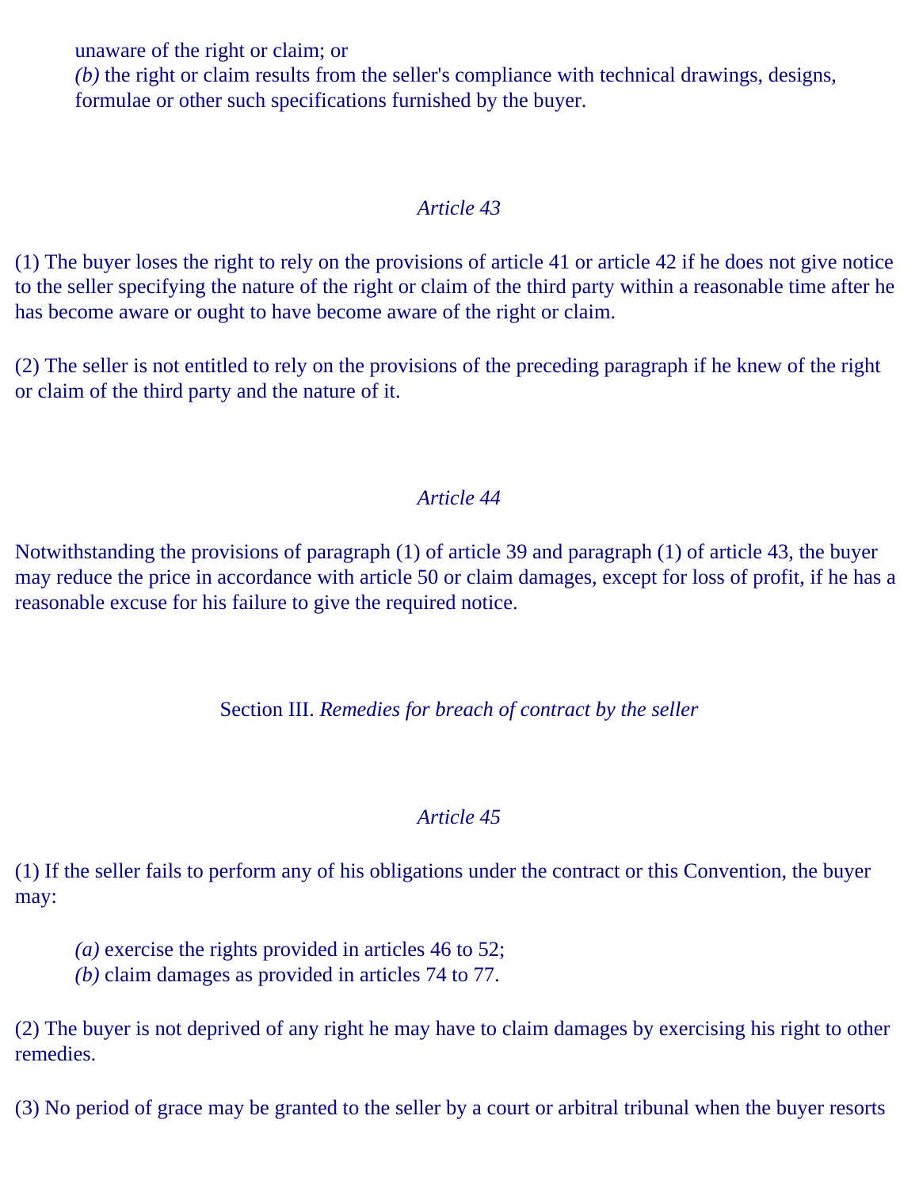unaware of the right or claim; or

*(b)* the right or claim results from the seller's compliance with technical drawings, designs, formulae or other such specifications furnished by the buyer.

### *Article 43*

(1) The buyer loses the right to rely on the provisions of article 41 or article 42 if he does not give notice to the seller specifying the nature of the right or claim of the third party within a reasonable time after he has become aware or ought to have become aware of the right or claim.

(2) The seller is not entitled to rely on the provisions of the preceding paragraph if he knew of the right or claim of the third party and the nature of it.

### *Article 44*

Notwithstanding the provisions of paragraph (1) of article 39 and paragraph (1) of article 43, the buyer may reduce the price in accordance with article 50 or claim damages, except for loss of profit, if he has a reasonable excuse for his failure to give the required notice.

## Section III. *Remedies for breach of contract by the seller*

### *Article 45*

(1) If the seller fails to perform any of his obligations under the contract or this Convention, the buyer may:

*(a)* exercise the rights provided in articles 46 to 52;
*(b)* claim damages as provided in articles 74 to 77.

(2) The buyer is not deprived of any right he may have to claim damages by exercising his right to other remedies.

(3) No period of grace may be granted to the seller by a court or arbitral tribunal when the buyer resorts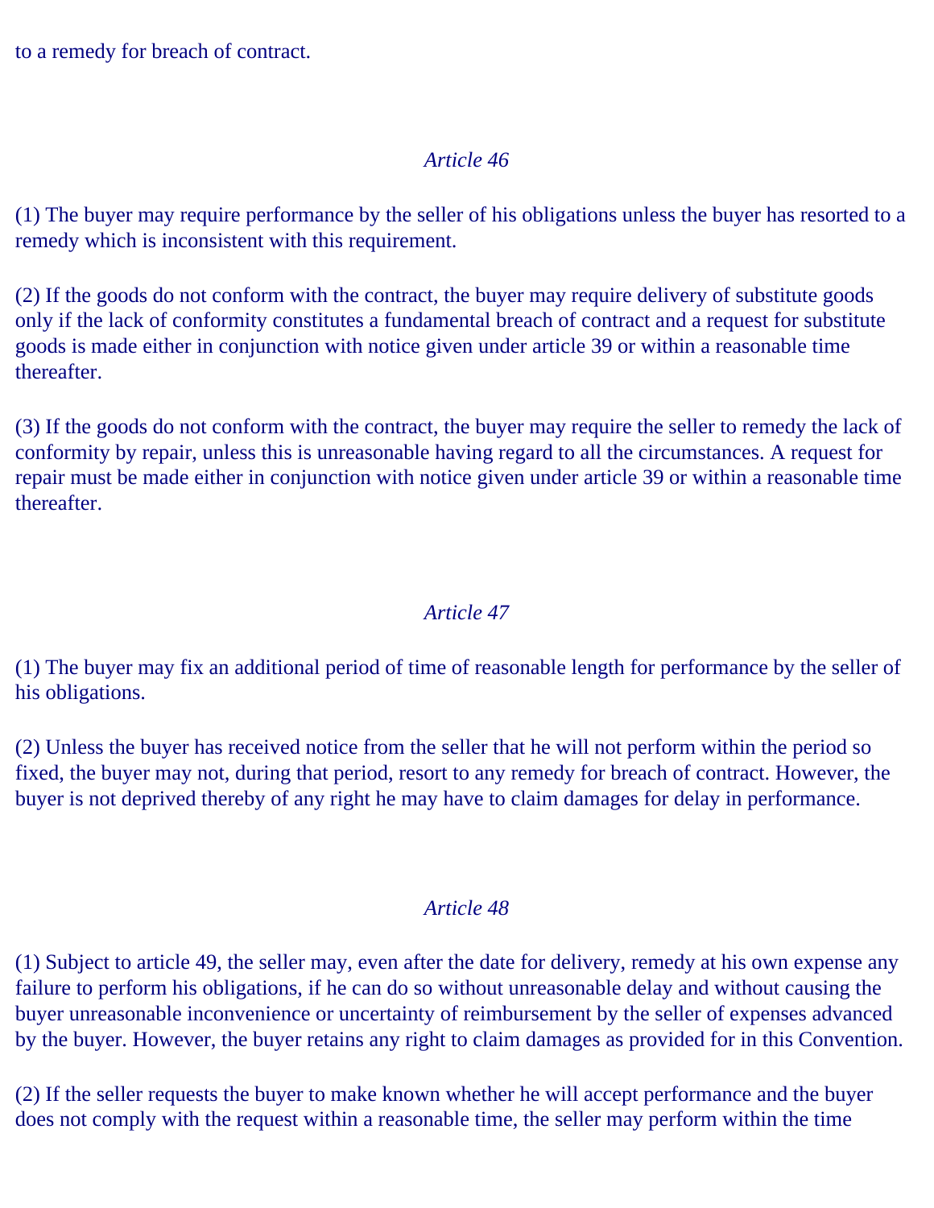to a remedy for breach of contract.

### *Article 46*

(1) The buyer may require performance by the seller of his obligations unless the buyer has resorted to a remedy which is inconsistent with this requirement.

(2) If the goods do not conform with the contract, the buyer may require delivery of substitute goods only if the lack of conformity constitutes a fundamental breach of contract and a request for substitute goods is made either in conjunction with notice given under article 39 or within a reasonable time thereafter.

(3) If the goods do not conform with the contract, the buyer may require the seller to remedy the lack of conformity by repair, unless this is unreasonable having regard to all the circumstances. A request for repair must be made either in conjunction with notice given under article 39 or within a reasonable time thereafter.

### *Article 47*

(1) The buyer may fix an additional period of time of reasonable length for performance by the seller of his obligations.

(2) Unless the buyer has received notice from the seller that he will not perform within the period so fixed, the buyer may not, during that period, resort to any remedy for breach of contract. However, the buyer is not deprived thereby of any right he may have to claim damages for delay in performance.

### *Article 48*

(1) Subject to article 49, the seller may, even after the date for delivery, remedy at his own expense any failure to perform his obligations, if he can do so without unreasonable delay and without causing the buyer unreasonable inconvenience or uncertainty of reimbursement by the seller of expenses advanced by the buyer. However, the buyer retains any right to claim damages as provided for in this Convention.

(2) If the seller requests the buyer to make known whether he will accept performance and the buyer does not comply with the request within a reasonable time, the seller may perform within the time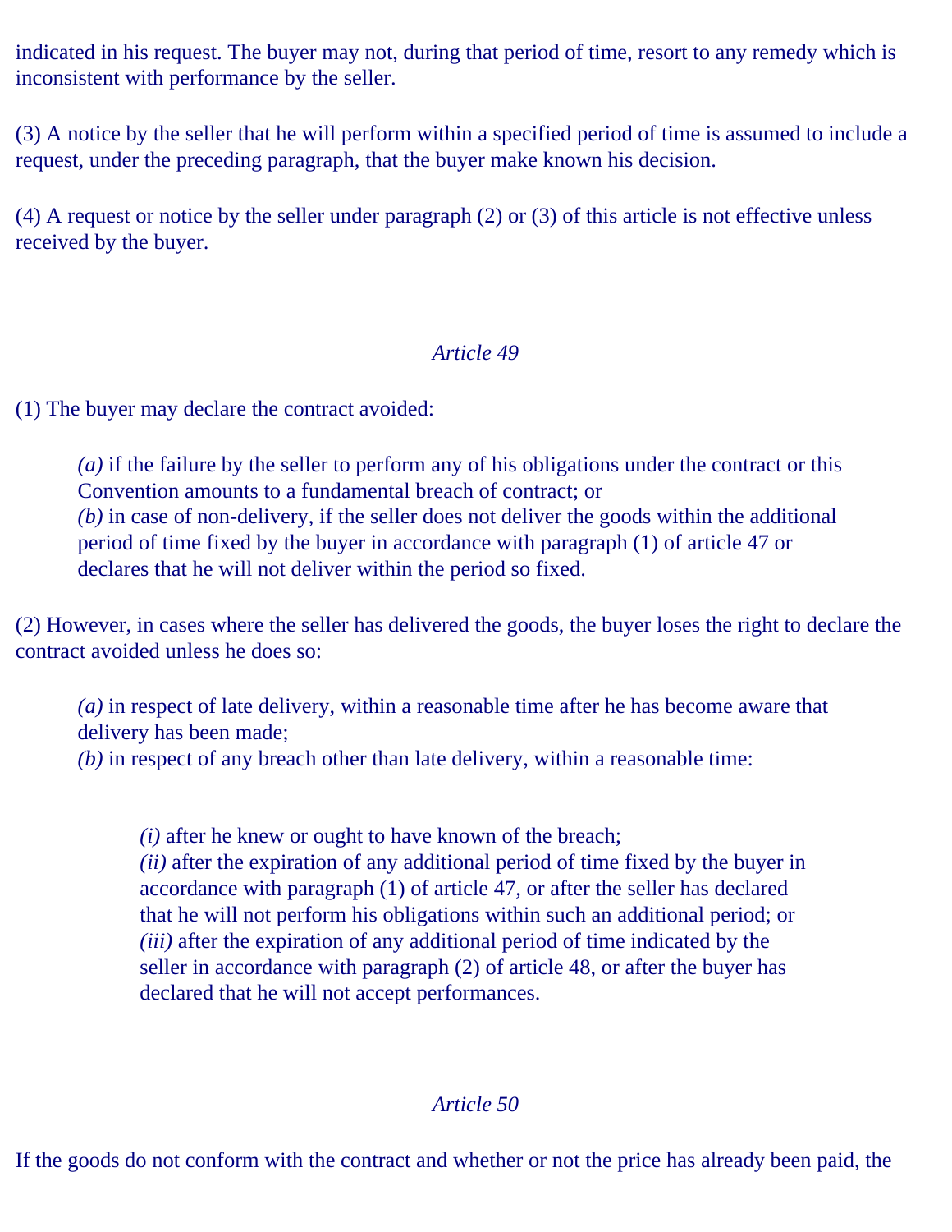indicated in his request. The buyer may not, during that period of time, resort to any remedy which is inconsistent with performance by the seller.

(3) A notice by the seller that he will perform within a specified period of time is assumed to include a request, under the preceding paragraph, that the buyer make known his decision.

(4) A request or notice by the seller under paragraph (2) or (3) of this article is not effective unless received by the buyer.

*Article 49*

(1) The buyer may declare the contract avoided:

> *(a)* if the failure by the seller to perform any of his obligations under the contract or this Convention amounts to a fundamental breach of contract; or
> *(b)* in case of non-delivery, if the seller does not deliver the goods within the additional period of time fixed by the buyer in accordance with paragraph (1) of article 47 or declares that he will not deliver within the period so fixed.

(2) However, in cases where the seller has delivered the goods, the buyer loses the right to declare the contract avoided unless he does so:

> *(a)* in respect of late delivery, within a reasonable time after he has become aware that delivery has been made;
> *(b)* in respect of any breach other than late delivery, within a reasonable time:
>
> > *(i)* after he knew or ought to have known of the breach;
> > *(ii)* after the expiration of any additional period of time fixed by the buyer in accordance with paragraph (1) of article 47, or after the seller has declared that he will not perform his obligations within such an additional period; or
> > *(iii)* after the expiration of any additional period of time indicated by the seller in accordance with paragraph (2) of article 48, or after the buyer has declared that he will not accept performances.

*Article 50*

If the goods do not conform with the contract and whether or not the price has already been paid, the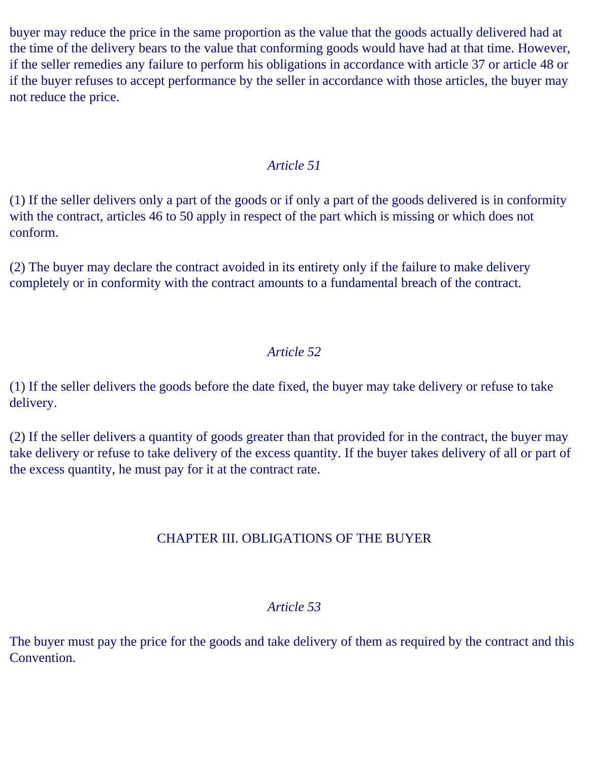buyer may reduce the price in the same proportion as the value that the goods actually delivered had at the time of the delivery bears to the value that conforming goods would have had at that time. However, if the seller remedies any failure to perform his obligations in accordance with article 37 or article 48 or if the buyer refuses to accept performance by the seller in accordance with those articles, the buyer may not reduce the price.

*Article 51*

(1) If the seller delivers only a part of the goods or if only a part of the goods delivered is in conformity with the contract, articles 46 to 50 apply in respect of the part which is missing or which does not conform.

(2) The buyer may declare the contract avoided in its entirety only if the failure to make delivery completely or in conformity with the contract amounts to a fundamental breach of the contract.

*Article 52*

(1) If the seller delivers the goods before the date fixed, the buyer may take delivery or refuse to take delivery.

(2) If the seller delivers a quantity of goods greater than that provided for in the contract, the buyer may take delivery or refuse to take delivery of the excess quantity. If the buyer takes delivery of all or part of the excess quantity, he must pay for it at the contract rate.

## CHAPTER III. OBLIGATIONS OF THE BUYER

*Article 53*

The buyer must pay the price for the goods and take delivery of them as required by the contract and this Convention.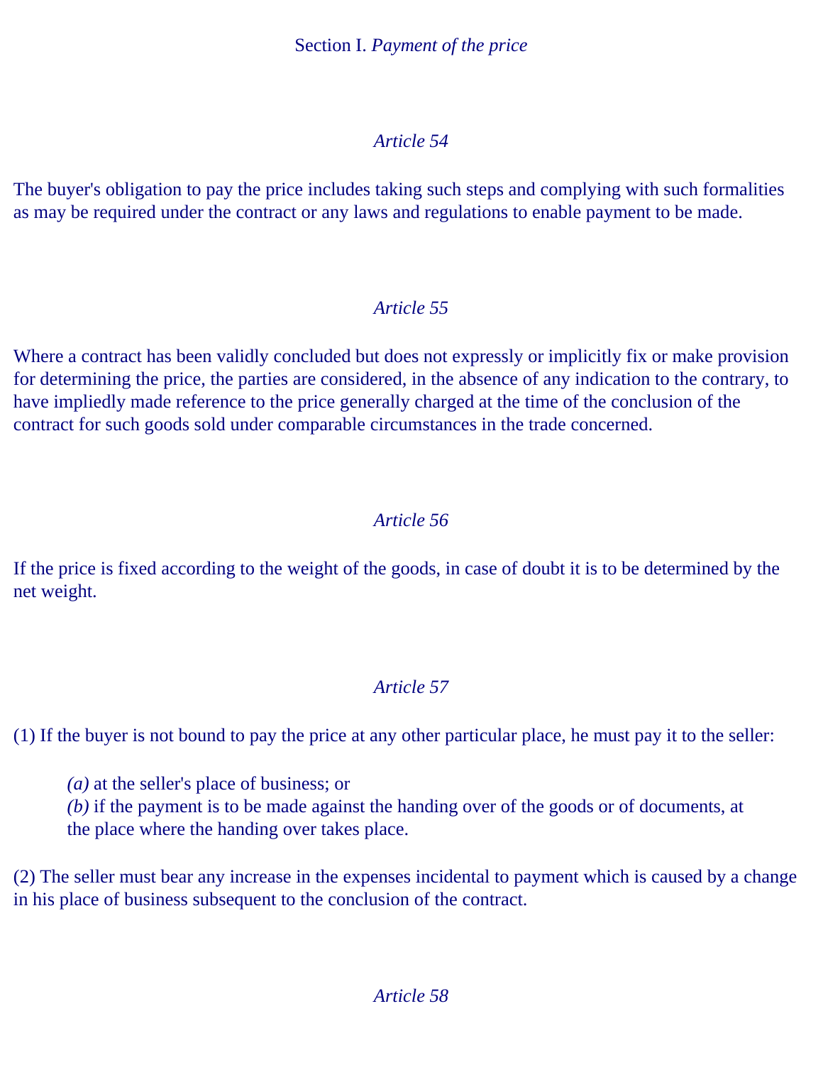## Section I. *Payment of the price*

### *Article 54*

The buyer's obligation to pay the price includes taking such steps and complying with such formalities as may be required under the contract or any laws and regulations to enable payment to be made.

### *Article 55*

Where a contract has been validly concluded but does not expressly or implicitly fix or make provision for determining the price, the parties are considered, in the absence of any indication to the contrary, to have impliedly made reference to the price generally charged at the time of the conclusion of the contract for such goods sold under comparable circumstances in the trade concerned.

### *Article 56*

If the price is fixed according to the weight of the goods, in case of doubt it is to be determined by the net weight.

### *Article 57*

(1) If the buyer is not bound to pay the price at any other particular place, he must pay it to the seller:

> *(a)* at the seller's place of business; or
> *(b)* if the payment is to be made against the handing over of the goods or of documents, at the place where the handing over takes place.

(2) The seller must bear any increase in the expenses incidental to payment which is caused by a change in his place of business subsequent to the conclusion of the contract.

### *Article 58*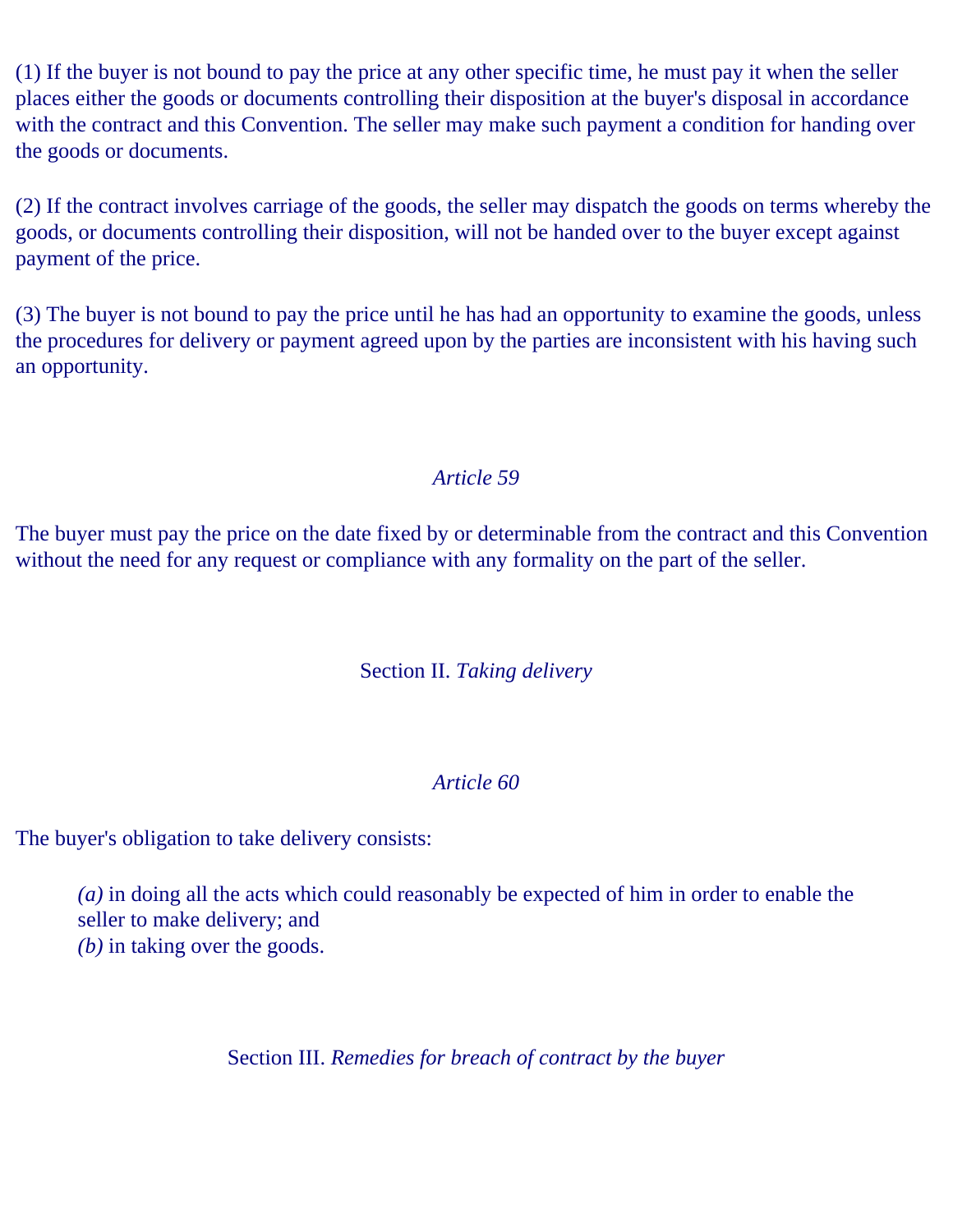(1) If the buyer is not bound to pay the price at any other specific time, he must pay it when the seller places either the goods or documents controlling their disposition at the buyer's disposal in accordance with the contract and this Convention. The seller may make such payment a condition for handing over the goods or documents.

(2) If the contract involves carriage of the goods, the seller may dispatch the goods on terms whereby the goods, or documents controlling their disposition, will not be handed over to the buyer except against payment of the price.

(3) The buyer is not bound to pay the price until he has had an opportunity to examine the goods, unless the procedures for delivery or payment agreed upon by the parties are inconsistent with his having such an opportunity.

### *Article 59*

The buyer must pay the price on the date fixed by or determinable from the contract and this Convention without the need for any request or compliance with any formality on the part of the seller.

## Section II. *Taking delivery*

### *Article 60*

The buyer's obligation to take delivery consists:

> *(a)* in doing all the acts which could reasonably be expected of him in order to enable the seller to make delivery; and
> *(b)* in taking over the goods.

## Section III. *Remedies for breach of contract by the buyer*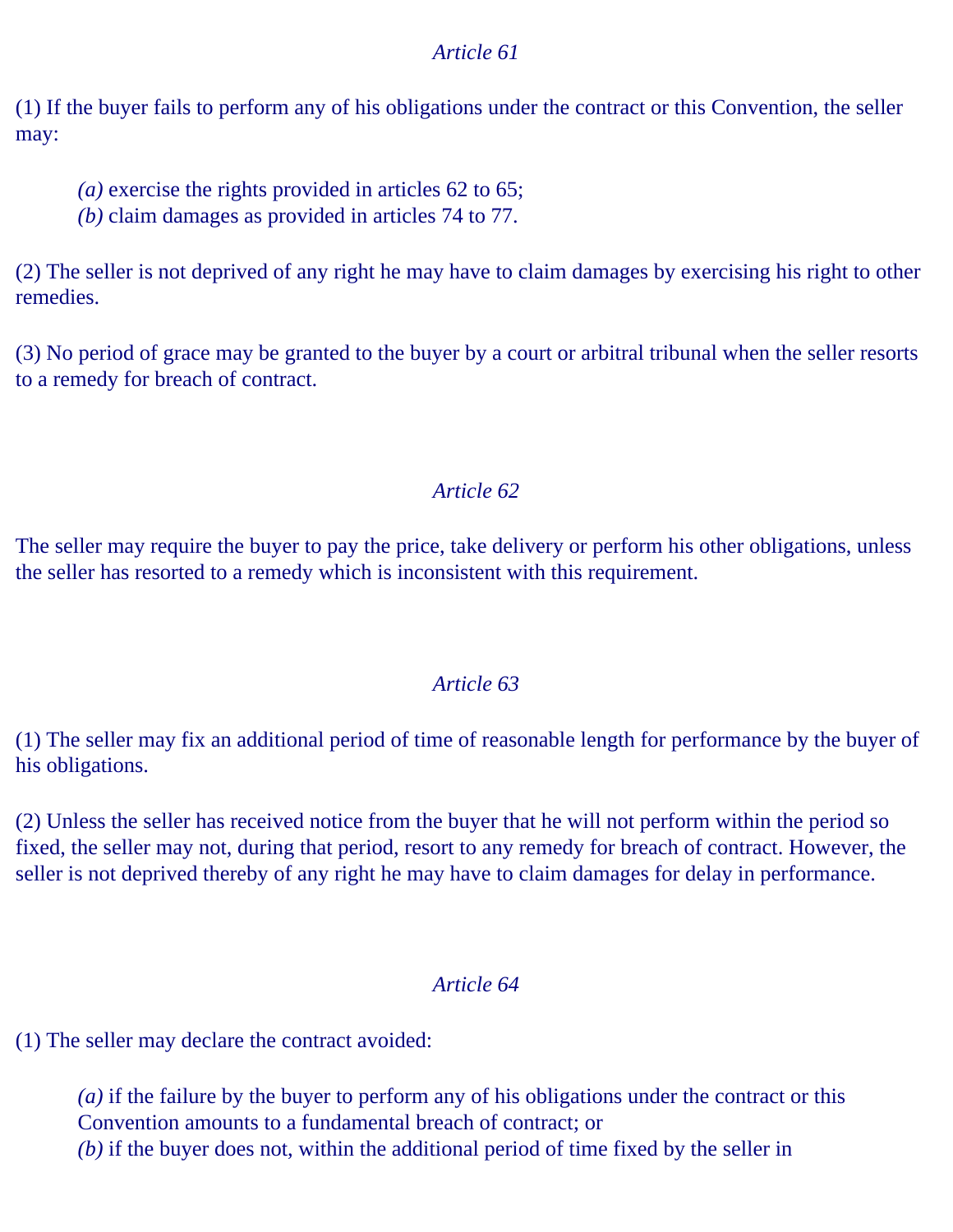*Article 61*

(1) If the buyer fails to perform any of his obligations under the contract or this Convention, the seller may:

> *(a)* exercise the rights provided in articles 62 to 65;
> *(b)* claim damages as provided in articles 74 to 77.

(2) The seller is not deprived of any right he may have to claim damages by exercising his right to other remedies.

(3) No period of grace may be granted to the buyer by a court or arbitral tribunal when the seller resorts to a remedy for breach of contract.

*Article 62*

The seller may require the buyer to pay the price, take delivery or perform his other obligations, unless the seller has resorted to a remedy which is inconsistent with this requirement.

*Article 63*

(1) The seller may fix an additional period of time of reasonable length for performance by the buyer of his obligations.

(2) Unless the seller has received notice from the buyer that he will not perform within the period so fixed, the seller may not, during that period, resort to any remedy for breach of contract. However, the seller is not deprived thereby of any right he may have to claim damages for delay in performance.

*Article 64*

(1) The seller may declare the contract avoided:

> *(a)* if the failure by the buyer to perform any of his obligations under the contract or this Convention amounts to a fundamental breach of contract; or
> *(b)* if the buyer does not, within the additional period of time fixed by the seller in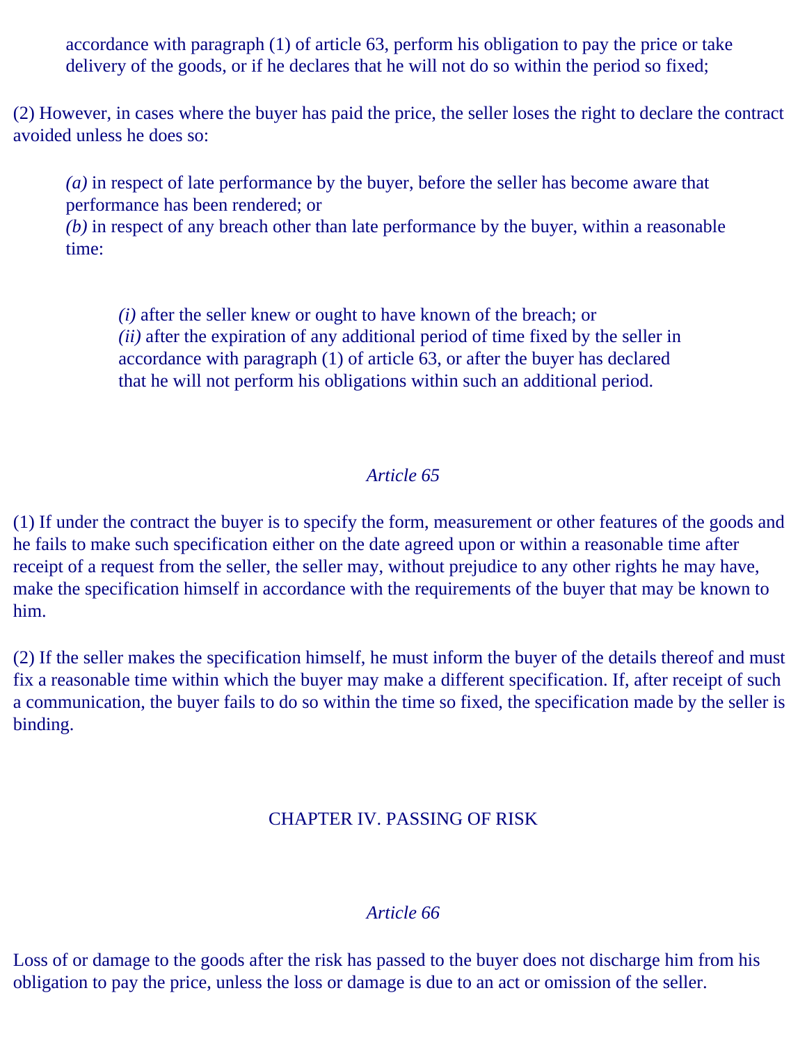accordance with paragraph (1) of article 63, perform his obligation to pay the price or take delivery of the goods, or if he declares that he will not do so within the period so fixed;

(2) However, in cases where the buyer has paid the price, the seller loses the right to declare the contract avoided unless he does so:

> *(a)* in respect of late performance by the buyer, before the seller has become aware that performance has been rendered; or
> *(b)* in respect of any breach other than late performance by the buyer, within a reasonable time:
>
> > *(i)* after the seller knew or ought to have known of the breach; or
> > *(ii)* after the expiration of any additional period of time fixed by the seller in accordance with paragraph (1) of article 63, or after the buyer has declared that he will not perform his obligations within such an additional period.

*Article 65*

(1) If under the contract the buyer is to specify the form, measurement or other features of the goods and he fails to make such specification either on the date agreed upon or within a reasonable time after receipt of a request from the seller, the seller may, without prejudice to any other rights he may have, make the specification himself in accordance with the requirements of the buyer that may be known to him.

(2) If the seller makes the specification himself, he must inform the buyer of the details thereof and must fix a reasonable time within which the buyer may make a different specification. If, after receipt of such a communication, the buyer fails to do so within the time so fixed, the specification made by the seller is binding.

## CHAPTER IV. PASSING OF RISK

*Article 66*

Loss of or damage to the goods after the risk has passed to the buyer does not discharge him from his obligation to pay the price, unless the loss or damage is due to an act or omission of the seller.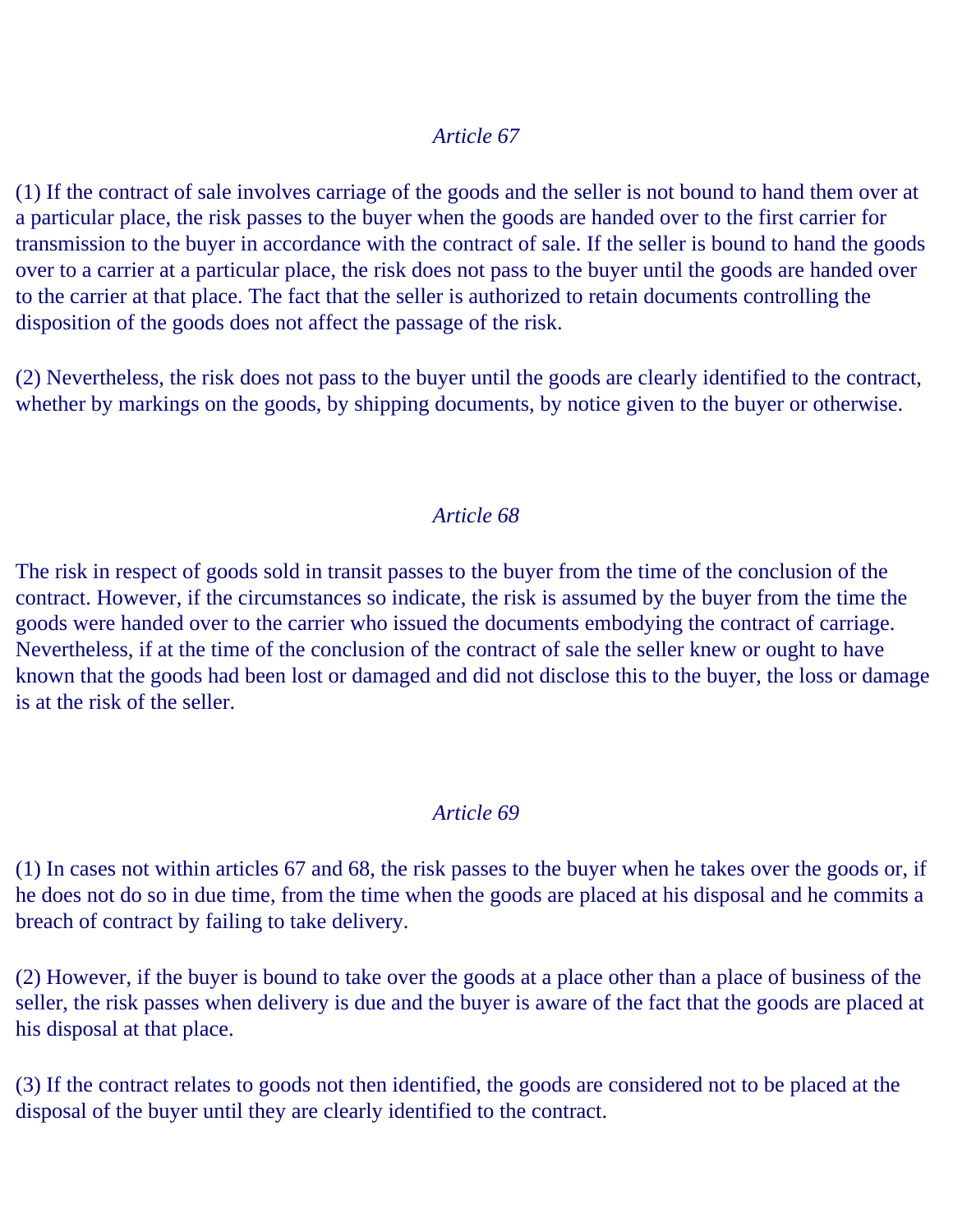*Article 67*

(1) If the contract of sale involves carriage of the goods and the seller is not bound to hand them over at a particular place, the risk passes to the buyer when the goods are handed over to the first carrier for transmission to the buyer in accordance with the contract of sale. If the seller is bound to hand the goods over to a carrier at a particular place, the risk does not pass to the buyer until the goods are handed over to the carrier at that place. The fact that the seller is authorized to retain documents controlling the disposition of the goods does not affect the passage of the risk.

(2) Nevertheless, the risk does not pass to the buyer until the goods are clearly identified to the contract, whether by markings on the goods, by shipping documents, by notice given to the buyer or otherwise.

*Article 68*

The risk in respect of goods sold in transit passes to the buyer from the time of the conclusion of the contract. However, if the circumstances so indicate, the risk is assumed by the buyer from the time the goods were handed over to the carrier who issued the documents embodying the contract of carriage. Nevertheless, if at the time of the conclusion of the contract of sale the seller knew or ought to have known that the goods had been lost or damaged and did not disclose this to the buyer, the loss or damage is at the risk of the seller.

*Article 69*

(1) In cases not within articles 67 and 68, the risk passes to the buyer when he takes over the goods or, if he does not do so in due time, from the time when the goods are placed at his disposal and he commits a breach of contract by failing to take delivery.

(2) However, if the buyer is bound to take over the goods at a place other than a place of business of the seller, the risk passes when delivery is due and the buyer is aware of the fact that the goods are placed at his disposal at that place.

(3) If the contract relates to goods not then identified, the goods are considered not to be placed at the disposal of the buyer until they are clearly identified to the contract.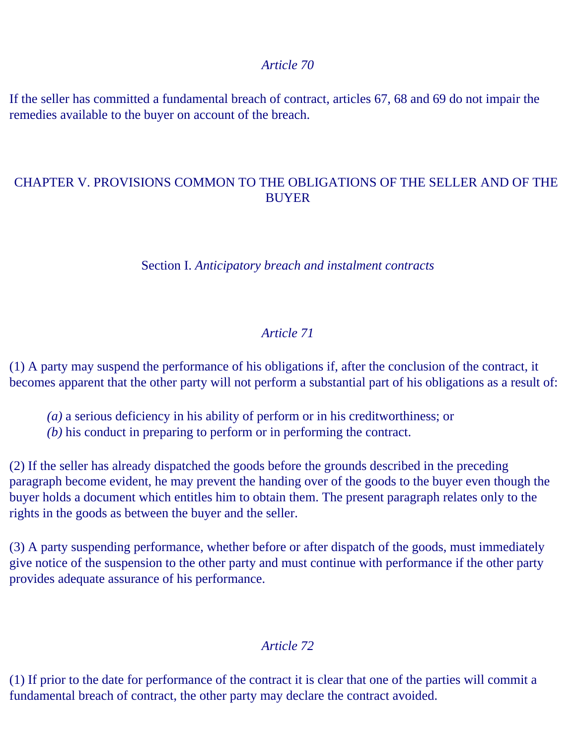### *Article 70*

If the seller has committed a fundamental breach of contract, articles 67, 68 and 69 do not impair the remedies available to the buyer on account of the breach.

## CHAPTER V. PROVISIONS COMMON TO THE OBLIGATIONS OF THE SELLER AND OF THE BUYER

### Section I. *Anticipatory breach and instalment contracts*

### *Article 71*

(1) A party may suspend the performance of his obligations if, after the conclusion of the contract, it becomes apparent that the other party will not perform a substantial part of his obligations as a result of:

> *(a)* a serious deficiency in his ability of perform or in his creditworthiness; or
> *(b)* his conduct in preparing to perform or in performing the contract.

(2) If the seller has already dispatched the goods before the grounds described in the preceding paragraph become evident, he may prevent the handing over of the goods to the buyer even though the buyer holds a document which entitles him to obtain them. The present paragraph relates only to the rights in the goods as between the buyer and the seller.

(3) A party suspending performance, whether before or after dispatch of the goods, must immediately give notice of the suspension to the other party and must continue with performance if the other party provides adequate assurance of his performance.

### *Article 72*

(1) If prior to the date for performance of the contract it is clear that one of the parties will commit a fundamental breach of contract, the other party may declare the contract avoided.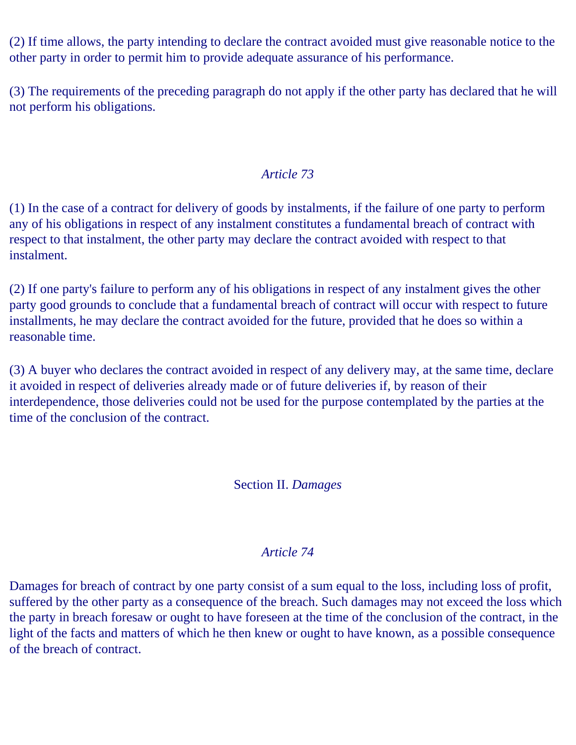(2) If time allows, the party intending to declare the contract avoided must give reasonable notice to the other party in order to permit him to provide adequate assurance of his performance.

(3) The requirements of the preceding paragraph do not apply if the other party has declared that he will not perform his obligations.

### *Article 73*

(1) In the case of a contract for delivery of goods by instalments, if the failure of one party to perform any of his obligations in respect of any instalment constitutes a fundamental breach of contract with respect to that instalment, the other party may declare the contract avoided with respect to that instalment.

(2) If one party's failure to perform any of his obligations in respect of any instalment gives the other party good grounds to conclude that a fundamental breach of contract will occur with respect to future installments, he may declare the contract avoided for the future, provided that he does so within a reasonable time.

(3) A buyer who declares the contract avoided in respect of any delivery may, at the same time, declare it avoided in respect of deliveries already made or of future deliveries if, by reason of their interdependence, those deliveries could not be used for the purpose contemplated by the parties at the time of the conclusion of the contract.

## Section II. *Damages*

### *Article 74*

Damages for breach of contract by one party consist of a sum equal to the loss, including loss of profit, suffered by the other party as a consequence of the breach. Such damages may not exceed the loss which the party in breach foresaw or ought to have foreseen at the time of the conclusion of the contract, in the light of the facts and matters of which he then knew or ought to have known, as a possible consequence of the breach of contract.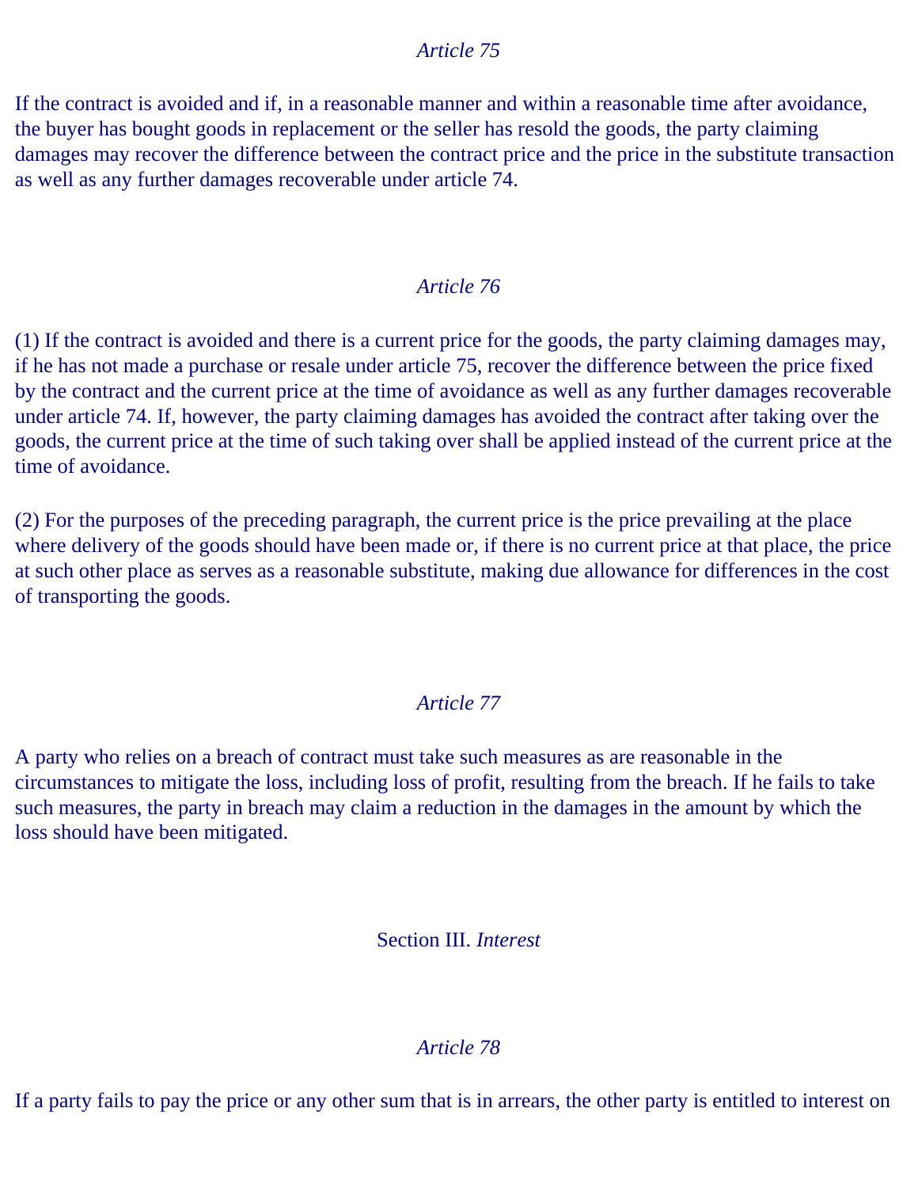*Article 75*

If the contract is avoided and if, in a reasonable manner and within a reasonable time after avoidance, the buyer has bought goods in replacement or the seller has resold the goods, the party claiming damages may recover the difference between the contract price and the price in the substitute transaction as well as any further damages recoverable under article 74.

*Article 76*

(1) If the contract is avoided and there is a current price for the goods, the party claiming damages may, if he has not made a purchase or resale under article 75, recover the difference between the price fixed by the contract and the current price at the time of avoidance as well as any further damages recoverable under article 74. If, however, the party claiming damages has avoided the contract after taking over the goods, the current price at the time of such taking over shall be applied instead of the current price at the time of avoidance.

(2) For the purposes of the preceding paragraph, the current price is the price prevailing at the place where delivery of the goods should have been made or, if there is no current price at that place, the price at such other place as serves as a reasonable substitute, making due allowance for differences in the cost of transporting the goods.

*Article 77*

A party who relies on a breach of contract must take such measures as are reasonable in the circumstances to mitigate the loss, including loss of profit, resulting from the breach. If he fails to take such measures, the party in breach may claim a reduction in the damages in the amount by which the loss should have been mitigated.

Section III. *Interest*

*Article 78*

If a party fails to pay the price or any other sum that is in arrears, the other party is entitled to interest on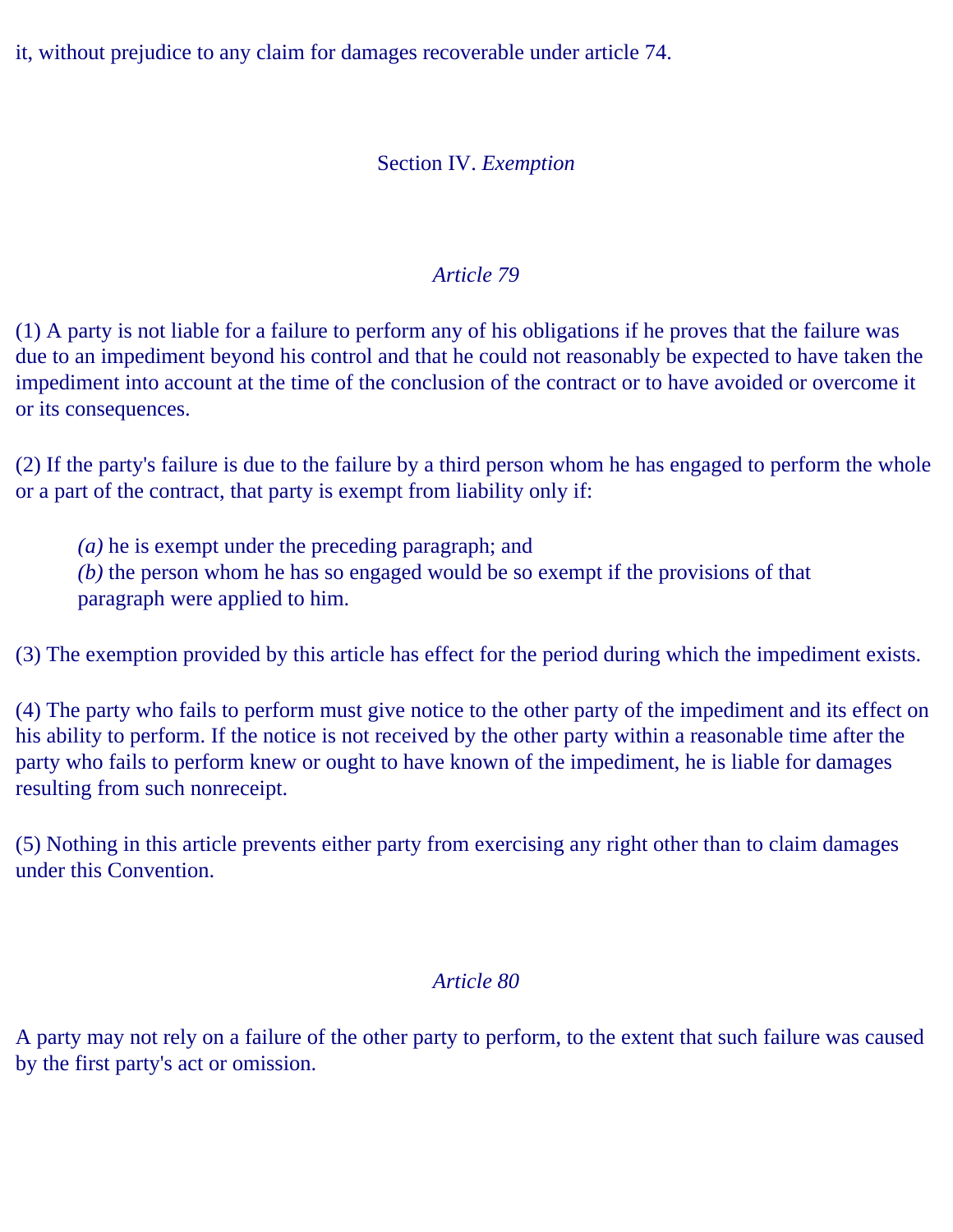it, without prejudice to any claim for damages recoverable under article 74.

## Section IV. *Exemption*

### *Article 79*

(1) A party is not liable for a failure to perform any of his obligations if he proves that the failure was due to an impediment beyond his control and that he could not reasonably be expected to have taken the impediment into account at the time of the conclusion of the contract or to have avoided or overcome it or its consequences.

(2) If the party's failure is due to the failure by a third person whom he has engaged to perform the whole or a part of the contract, that party is exempt from liability only if:

*(a)* he is exempt under the preceding paragraph; and
*(b)* the person whom he has so engaged would be so exempt if the provisions of that paragraph were applied to him.

(3) The exemption provided by this article has effect for the period during which the impediment exists.

(4) The party who fails to perform must give notice to the other party of the impediment and its effect on his ability to perform. If the notice is not received by the other party within a reasonable time after the party who fails to perform knew or ought to have known of the impediment, he is liable for damages resulting from such nonreceipt.

(5) Nothing in this article prevents either party from exercising any right other than to claim damages under this Convention.

### *Article 80*

A party may not rely on a failure of the other party to perform, to the extent that such failure was caused by the first party's act or omission.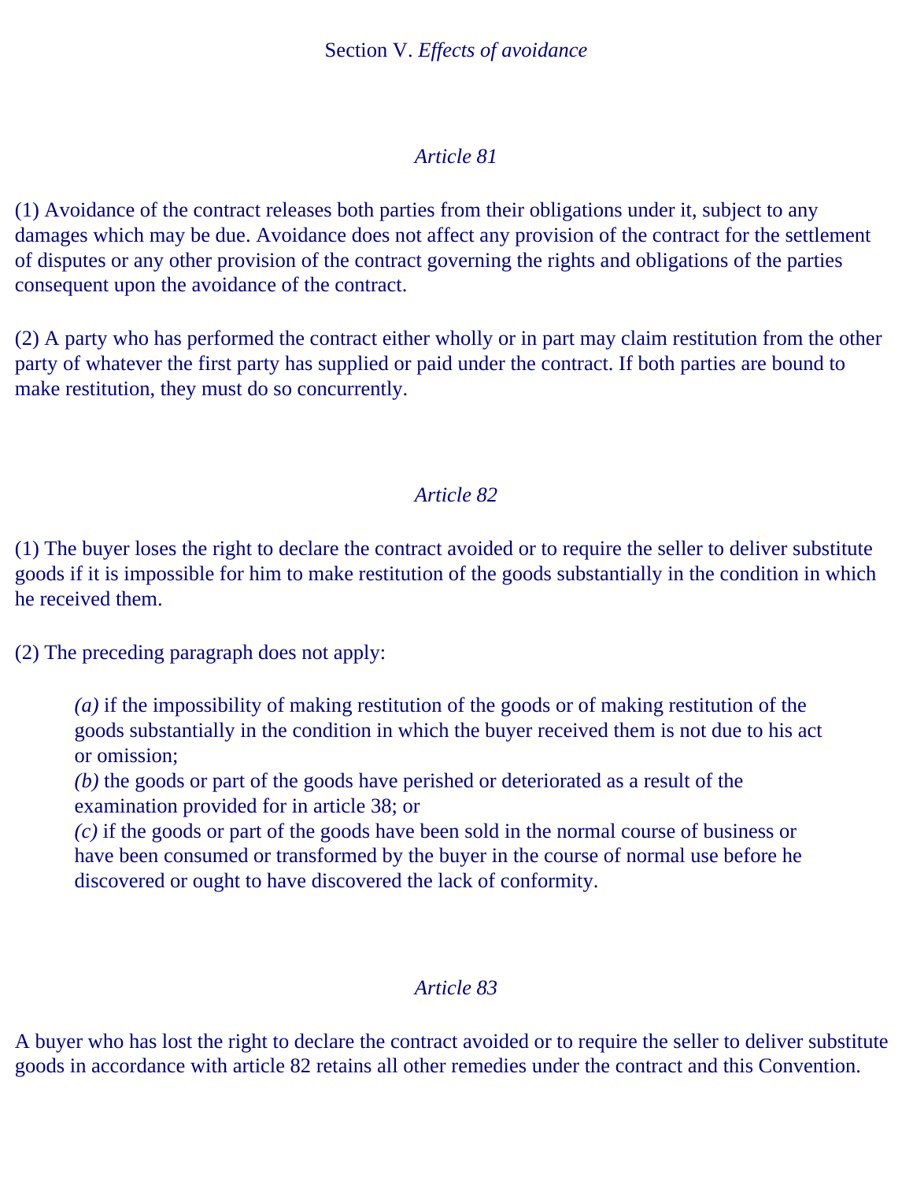## Section V. *Effects of avoidance*

### *Article 81*

(1) Avoidance of the contract releases both parties from their obligations under it, subject to any damages which may be due. Avoidance does not affect any provision of the contract for the settlement of disputes or any other provision of the contract governing the rights and obligations of the parties consequent upon the avoidance of the contract.

(2) A party who has performed the contract either wholly or in part may claim restitution from the other party of whatever the first party has supplied or paid under the contract. If both parties are bound to make restitution, they must do so concurrently.

### *Article 82*

(1) The buyer loses the right to declare the contract avoided or to require the seller to deliver substitute goods if it is impossible for him to make restitution of the goods substantially in the condition in which he received them.

(2) The preceding paragraph does not apply:

> *(a)* if the impossibility of making restitution of the goods or of making restitution of the goods substantially in the condition in which the buyer received them is not due to his act or omission;
> *(b)* the goods or part of the goods have perished or deteriorated as a result of the examination provided for in article 38; or
> *(c)* if the goods or part of the goods have been sold in the normal course of business or have been consumed or transformed by the buyer in the course of normal use before he discovered or ought to have discovered the lack of conformity.

### *Article 83*

A buyer who has lost the right to declare the contract avoided or to require the seller to deliver substitute goods in accordance with article 82 retains all other remedies under the contract and this Convention.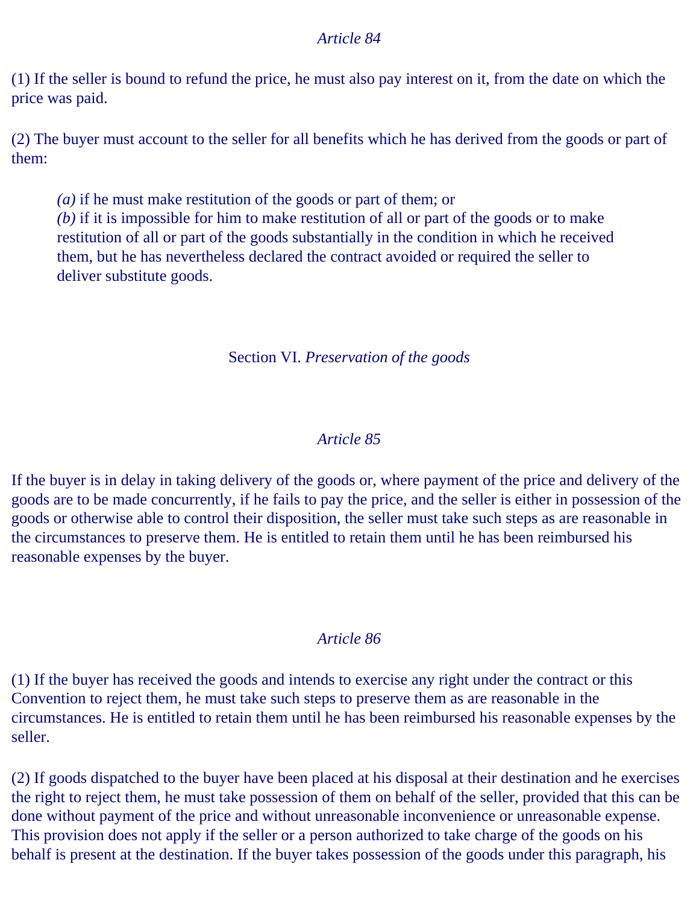### *Article 84*

(1) If the seller is bound to refund the price, he must also pay interest on it, from the date on which the price was paid.

(2) The buyer must account to the seller for all benefits which he has derived from the goods or part of them:

> *(a)* if he must make restitution of the goods or part of them; or
> *(b)* if it is impossible for him to make restitution of all or part of the goods or to make restitution of all or part of the goods substantially in the condition in which he received them, but he has nevertheless declared the contract avoided or required the seller to deliver substitute goods.

## Section VI. *Preservation of the goods*

### *Article 85*

If the buyer is in delay in taking delivery of the goods or, where payment of the price and delivery of the goods are to be made concurrently, if he fails to pay the price, and the seller is either in possession of the goods or otherwise able to control their disposition, the seller must take such steps as are reasonable in the circumstances to preserve them. He is entitled to retain them until he has been reimbursed his reasonable expenses by the buyer.

### *Article 86*

(1) If the buyer has received the goods and intends to exercise any right under the contract or this Convention to reject them, he must take such steps to preserve them as are reasonable in the circumstances. He is entitled to retain them until he has been reimbursed his reasonable expenses by the seller.

(2) If goods dispatched to the buyer have been placed at his disposal at their destination and he exercises the right to reject them, he must take possession of them on behalf of the seller, provided that this can be done without payment of the price and without unreasonable inconvenience or unreasonable expense. This provision does not apply if the seller or a person authorized to take charge of the goods on his behalf is present at the destination. If the buyer takes possession of the goods under this paragraph, his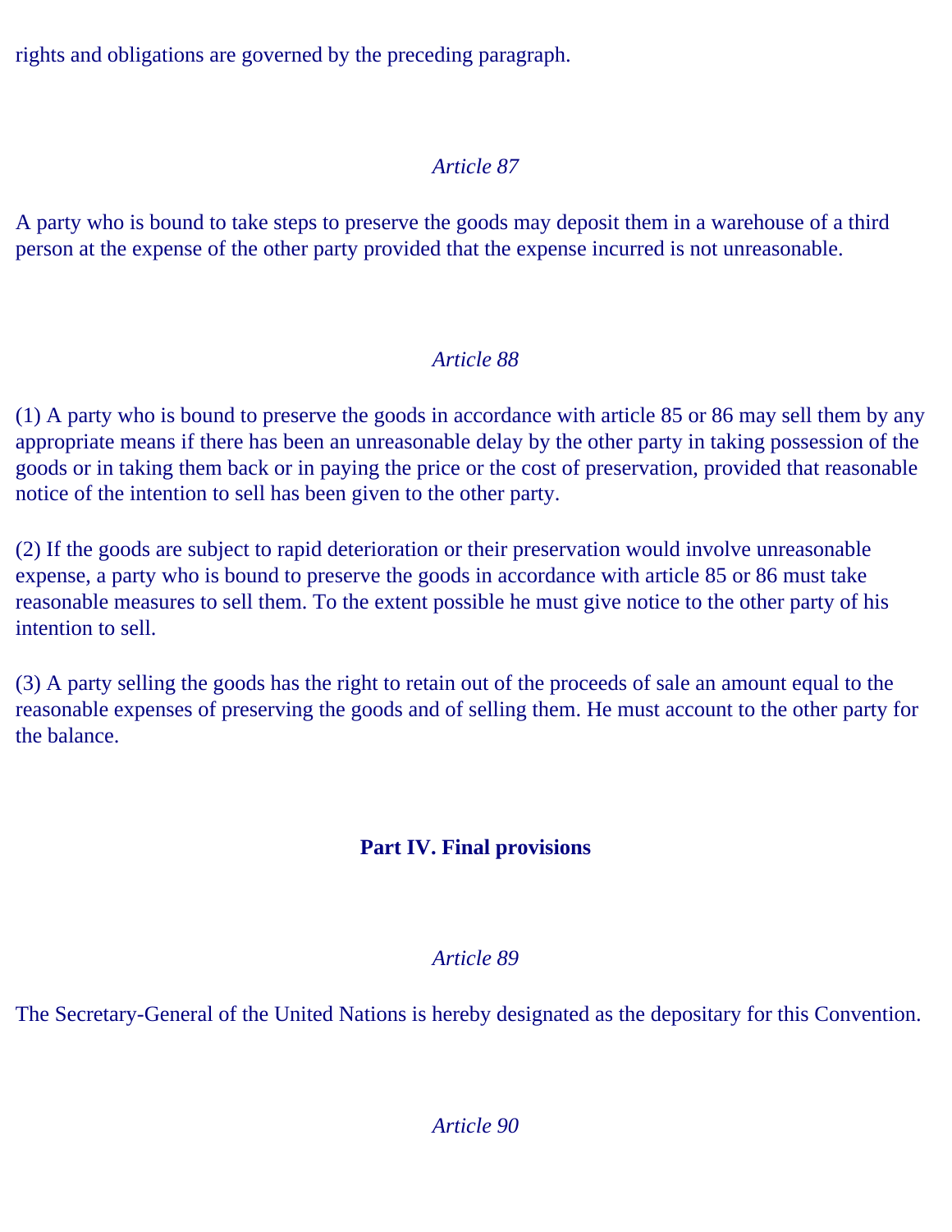rights and obligations are governed by the preceding paragraph.

*Article 87*

A party who is bound to take steps to preserve the goods may deposit them in a warehouse of a third person at the expense of the other party provided that the expense incurred is not unreasonable.

*Article 88*

(1) A party who is bound to preserve the goods in accordance with article 85 or 86 may sell them by any appropriate means if there has been an unreasonable delay by the other party in taking possession of the goods or in taking them back or in paying the price or the cost of preservation, provided that reasonable notice of the intention to sell has been given to the other party.

(2) If the goods are subject to rapid deterioration or their preservation would involve unreasonable expense, a party who is bound to preserve the goods in accordance with article 85 or 86 must take reasonable measures to sell them. To the extent possible he must give notice to the other party of his intention to sell.

(3) A party selling the goods has the right to retain out of the proceeds of sale an amount equal to the reasonable expenses of preserving the goods and of selling them. He must account to the other party for the balance.

## Part IV. Final provisions

*Article 89*

The Secretary-General of the United Nations is hereby designated as the depositary for this Convention.

*Article 90*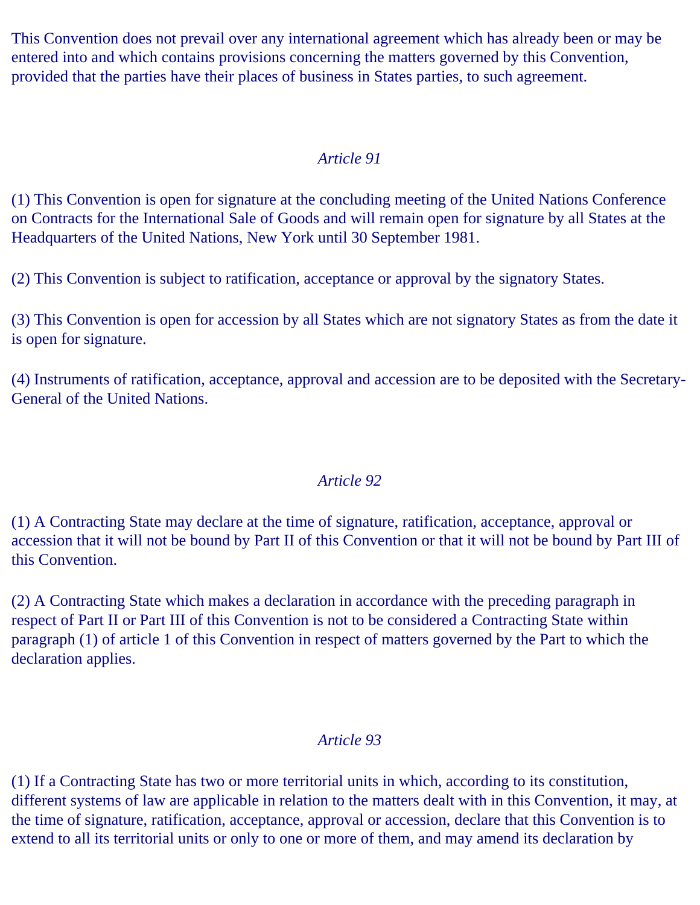This Convention does not prevail over any international agreement which has already been or may be entered into and which contains provisions concerning the matters governed by this Convention, provided that the parties have their places of business in States parties, to such agreement.

*Article 91*

(1) This Convention is open for signature at the concluding meeting of the United Nations Conference on Contracts for the International Sale of Goods and will remain open for signature by all States at the Headquarters of the United Nations, New York until 30 September 1981.

(2) This Convention is subject to ratification, acceptance or approval by the signatory States.

(3) This Convention is open for accession by all States which are not signatory States as from the date it is open for signature.

(4) Instruments of ratification, acceptance, approval and accession are to be deposited with the Secretary-General of the United Nations.

*Article 92*

(1) A Contracting State may declare at the time of signature, ratification, acceptance, approval or accession that it will not be bound by Part II of this Convention or that it will not be bound by Part III of this Convention.

(2) A Contracting State which makes a declaration in accordance with the preceding paragraph in respect of Part II or Part III of this Convention is not to be considered a Contracting State within paragraph (1) of article 1 of this Convention in respect of matters governed by the Part to which the declaration applies.

*Article 93*

(1) If a Contracting State has two or more territorial units in which, according to its constitution, different systems of law are applicable in relation to the matters dealt with in this Convention, it may, at the time of signature, ratification, acceptance, approval or accession, declare that this Convention is to extend to all its territorial units or only to one or more of them, and may amend its declaration by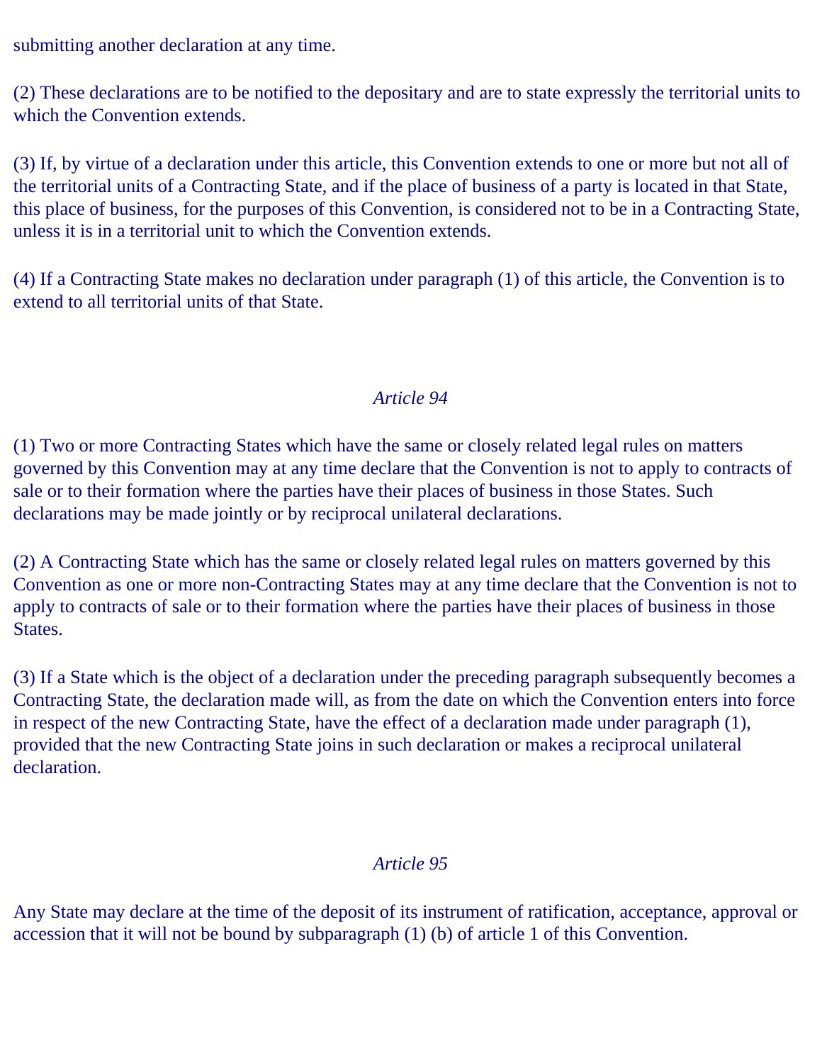submitting another declaration at any time.

(2) These declarations are to be notified to the depositary and are to state expressly the territorial units to which the Convention extends.

(3) If, by virtue of a declaration under this article, this Convention extends to one or more but not all of the territorial units of a Contracting State, and if the place of business of a party is located in that State, this place of business, for the purposes of this Convention, is considered not to be in a Contracting State, unless it is in a territorial unit to which the Convention extends.

(4) If a Contracting State makes no declaration under paragraph (1) of this article, the Convention is to extend to all territorial units of that State.

### *Article 94*

(1) Two or more Contracting States which have the same or closely related legal rules on matters governed by this Convention may at any time declare that the Convention is not to apply to contracts of sale or to their formation where the parties have their places of business in those States. Such declarations may be made jointly or by reciprocal unilateral declarations.

(2) A Contracting State which has the same or closely related legal rules on matters governed by this Convention as one or more non-Contracting States may at any time declare that the Convention is not to apply to contracts of sale or to their formation where the parties have their places of business in those States.

(3) If a State which is the object of a declaration under the preceding paragraph subsequently becomes a Contracting State, the declaration made will, as from the date on which the Convention enters into force in respect of the new Contracting State, have the effect of a declaration made under paragraph (1), provided that the new Contracting State joins in such declaration or makes a reciprocal unilateral declaration.

### *Article 95*

Any State may declare at the time of the deposit of its instrument of ratification, acceptance, approval or accession that it will not be bound by subparagraph (1) (b) of article 1 of this Convention.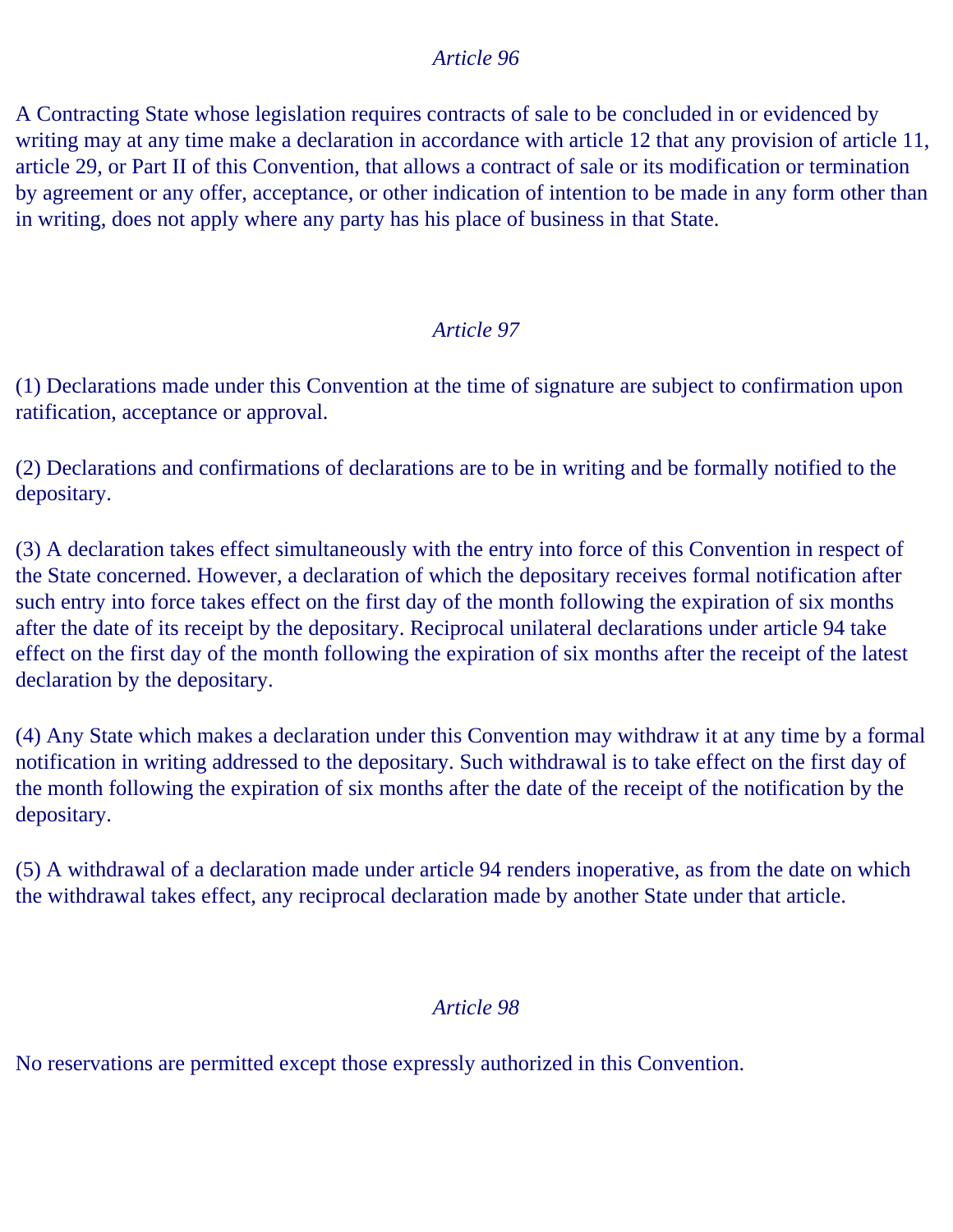*Article 96*

A Contracting State whose legislation requires contracts of sale to be concluded in or evidenced by writing may at any time make a declaration in accordance with article 12 that any provision of article 11, article 29, or Part II of this Convention, that allows a contract of sale or its modification or termination by agreement or any offer, acceptance, or other indication of intention to be made in any form other than in writing, does not apply where any party has his place of business in that State.

*Article 97*

(1) Declarations made under this Convention at the time of signature are subject to confirmation upon ratification, acceptance or approval.

(2) Declarations and confirmations of declarations are to be in writing and be formally notified to the depositary.

(3) A declaration takes effect simultaneously with the entry into force of this Convention in respect of the State concerned. However, a declaration of which the depositary receives formal notification after such entry into force takes effect on the first day of the month following the expiration of six months after the date of its receipt by the depositary. Reciprocal unilateral declarations under article 94 take effect on the first day of the month following the expiration of six months after the receipt of the latest declaration by the depositary.

(4) Any State which makes a declaration under this Convention may withdraw it at any time by a formal notification in writing addressed to the depositary. Such withdrawal is to take effect on the first day of the month following the expiration of six months after the date of the receipt of the notification by the depositary.

(5) A withdrawal of a declaration made under article 94 renders inoperative, as from the date on which the withdrawal takes effect, any reciprocal declaration made by another State under that article.

*Article 98*

No reservations are permitted except those expressly authorized in this Convention.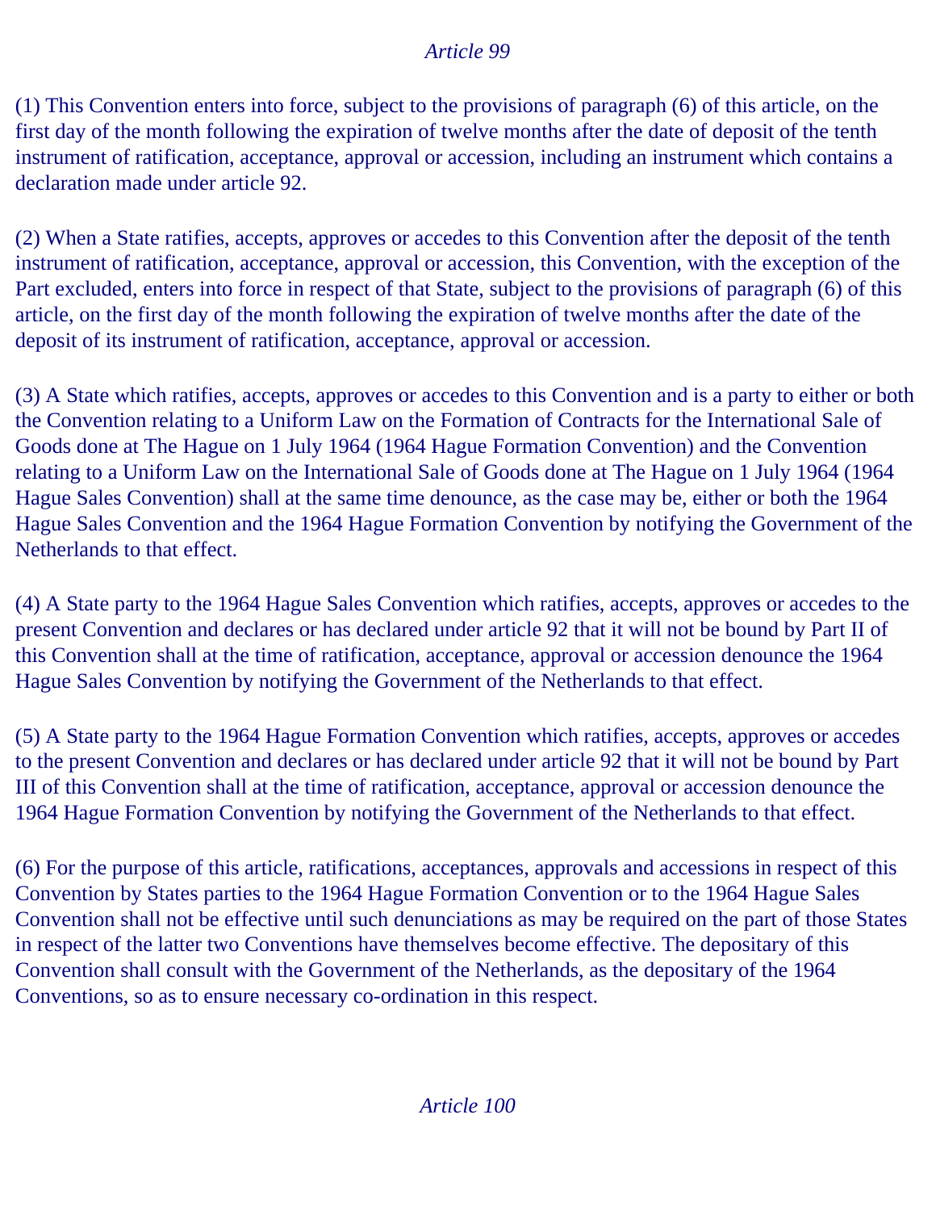*Article 99*

(1) This Convention enters into force, subject to the provisions of paragraph (6) of this article, on the first day of the month following the expiration of twelve months after the date of deposit of the tenth instrument of ratification, acceptance, approval or accession, including an instrument which contains a declaration made under article 92.

(2) When a State ratifies, accepts, approves or accedes to this Convention after the deposit of the tenth instrument of ratification, acceptance, approval or accession, this Convention, with the exception of the Part excluded, enters into force in respect of that State, subject to the provisions of paragraph (6) of this article, on the first day of the month following the expiration of twelve months after the date of the deposit of its instrument of ratification, acceptance, approval or accession.

(3) A State which ratifies, accepts, approves or accedes to this Convention and is a party to either or both the Convention relating to a Uniform Law on the Formation of Contracts for the International Sale of Goods done at The Hague on 1 July 1964 (1964 Hague Formation Convention) and the Convention relating to a Uniform Law on the International Sale of Goods done at The Hague on 1 July 1964 (1964 Hague Sales Convention) shall at the same time denounce, as the case may be, either or both the 1964 Hague Sales Convention and the 1964 Hague Formation Convention by notifying the Government of the Netherlands to that effect.

(4) A State party to the 1964 Hague Sales Convention which ratifies, accepts, approves or accedes to the present Convention and declares or has declared under article 92 that it will not be bound by Part II of this Convention shall at the time of ratification, acceptance, approval or accession denounce the 1964 Hague Sales Convention by notifying the Government of the Netherlands to that effect.

(5) A State party to the 1964 Hague Formation Convention which ratifies, accepts, approves or accedes to the present Convention and declares or has declared under article 92 that it will not be bound by Part III of this Convention shall at the time of ratification, acceptance, approval or accession denounce the 1964 Hague Formation Convention by notifying the Government of the Netherlands to that effect.

(6) For the purpose of this article, ratifications, acceptances, approvals and accessions in respect of this Convention by States parties to the 1964 Hague Formation Convention or to the 1964 Hague Sales Convention shall not be effective until such denunciations as may be required on the part of those States in respect of the latter two Conventions have themselves become effective. The depositary of this Convention shall consult with the Government of the Netherlands, as the depositary of the 1964 Conventions, so as to ensure necessary co-ordination in this respect.

*Article 100*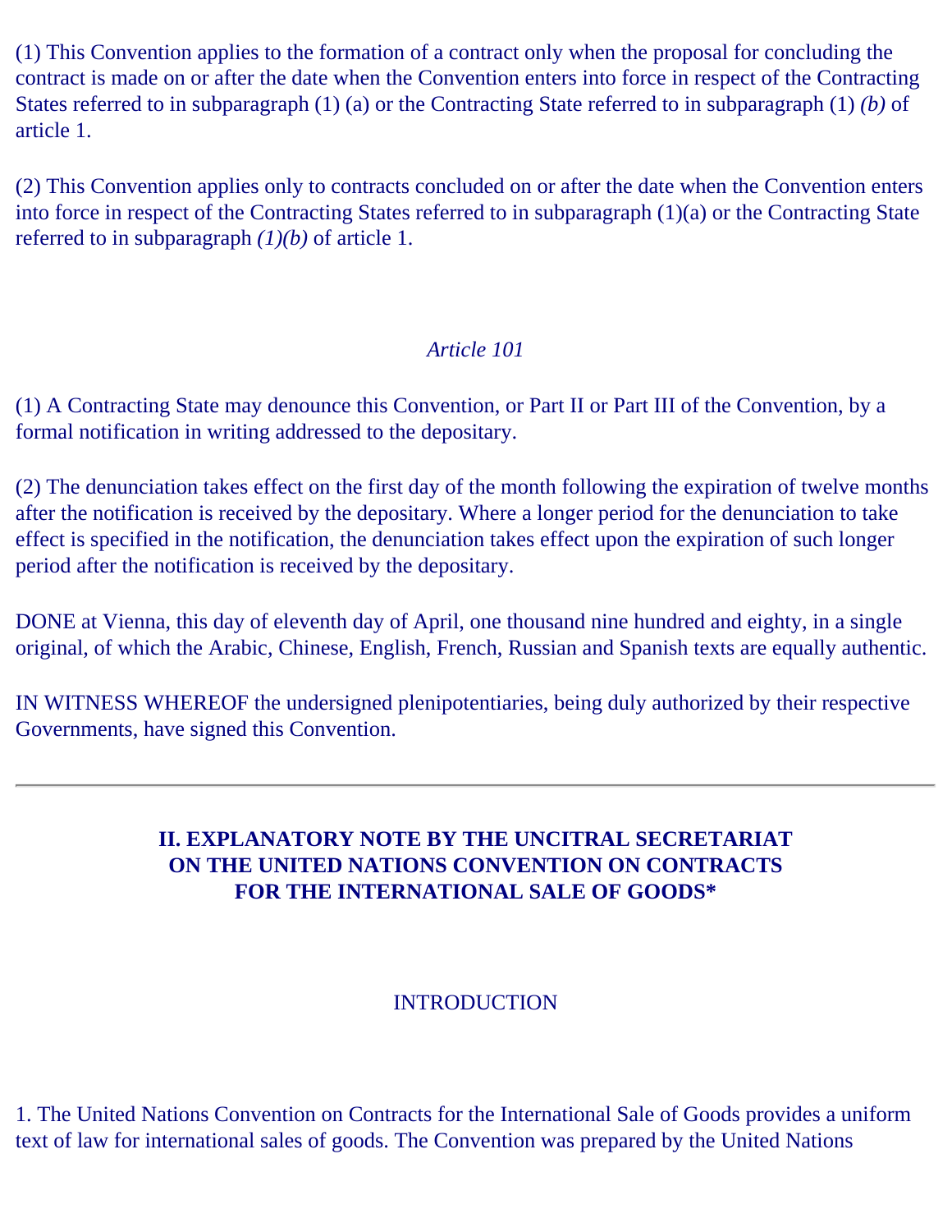(1) This Convention applies to the formation of a contract only when the proposal for concluding the contract is made on or after the date when the Convention enters into force in respect of the Contracting States referred to in subparagraph (1) (a) or the Contracting State referred to in subparagraph (1) *(b)* of article 1.

(2) This Convention applies only to contracts concluded on or after the date when the Convention enters into force in respect of the Contracting States referred to in subparagraph (1)(a) or the Contracting State referred to in subparagraph *(1)(b)* of article 1.

*Article 101*

(1) A Contracting State may denounce this Convention, or Part II or Part III of the Convention, by a formal notification in writing addressed to the depositary.

(2) The denunciation takes effect on the first day of the month following the expiration of twelve months after the notification is received by the depositary. Where a longer period for the denunciation to take effect is specified in the notification, the denunciation takes effect upon the expiration of such longer period after the notification is received by the depositary.

DONE at Vienna, this day of eleventh day of April, one thousand nine hundred and eighty, in a single original, of which the Arabic, Chinese, English, French, Russian and Spanish texts are equally authentic.

IN WITNESS WHEREOF the undersigned plenipotentiaries, being duly authorized by their respective Governments, have signed this Convention.

---

## II. EXPLANATORY NOTE BY THE UNCITRAL SECRETARIAT ON THE UNITED NATIONS CONVENTION ON CONTRACTS FOR THE INTERNATIONAL SALE OF GOODS*

### INTRODUCTION

1. The United Nations Convention on Contracts for the International Sale of Goods provides a uniform text of law for international sales of goods. The Convention was prepared by the United Nations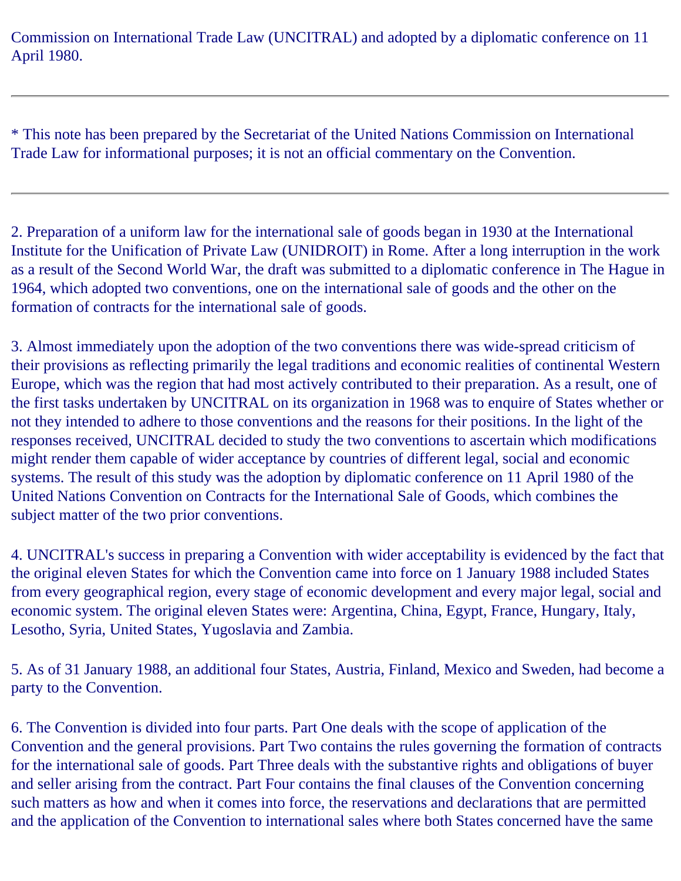Commission on International Trade Law (UNCITRAL) and adopted by a diplomatic conference on 11 April 1980.

---

* This note has been prepared by the Secretariat of the United Nations Commission on International Trade Law for informational purposes; it is not an official commentary on the Convention.

---

2. Preparation of a uniform law for the international sale of goods began in 1930 at the International Institute for the Unification of Private Law (UNIDROIT) in Rome. After a long interruption in the work as a result of the Second World War, the draft was submitted to a diplomatic conference in The Hague in 1964, which adopted two conventions, one on the international sale of goods and the other on the formation of contracts for the international sale of goods.

3. Almost immediately upon the adoption of the two conventions there was wide-spread criticism of their provisions as reflecting primarily the legal traditions and economic realities of continental Western Europe, which was the region that had most actively contributed to their preparation. As a result, one of the first tasks undertaken by UNCITRAL on its organization in 1968 was to enquire of States whether or not they intended to adhere to those conventions and the reasons for their positions. In the light of the responses received, UNCITRAL decided to study the two conventions to ascertain which modifications might render them capable of wider acceptance by countries of different legal, social and economic systems. The result of this study was the adoption by diplomatic conference on 11 April 1980 of the United Nations Convention on Contracts for the International Sale of Goods, which combines the subject matter of the two prior conventions.

4. UNCITRAL's success in preparing a Convention with wider acceptability is evidenced by the fact that the original eleven States for which the Convention came into force on 1 January 1988 included States from every geographical region, every stage of economic development and every major legal, social and economic system. The original eleven States were: Argentina, China, Egypt, France, Hungary, Italy, Lesotho, Syria, United States, Yugoslavia and Zambia.

5. As of 31 January 1988, an additional four States, Austria, Finland, Mexico and Sweden, had become a party to the Convention.

6. The Convention is divided into four parts. Part One deals with the scope of application of the Convention and the general provisions. Part Two contains the rules governing the formation of contracts for the international sale of goods. Part Three deals with the substantive rights and obligations of buyer and seller arising from the contract. Part Four contains the final clauses of the Convention concerning such matters as how and when it comes into force, the reservations and declarations that are permitted and the application of the Convention to international sales where both States concerned have the same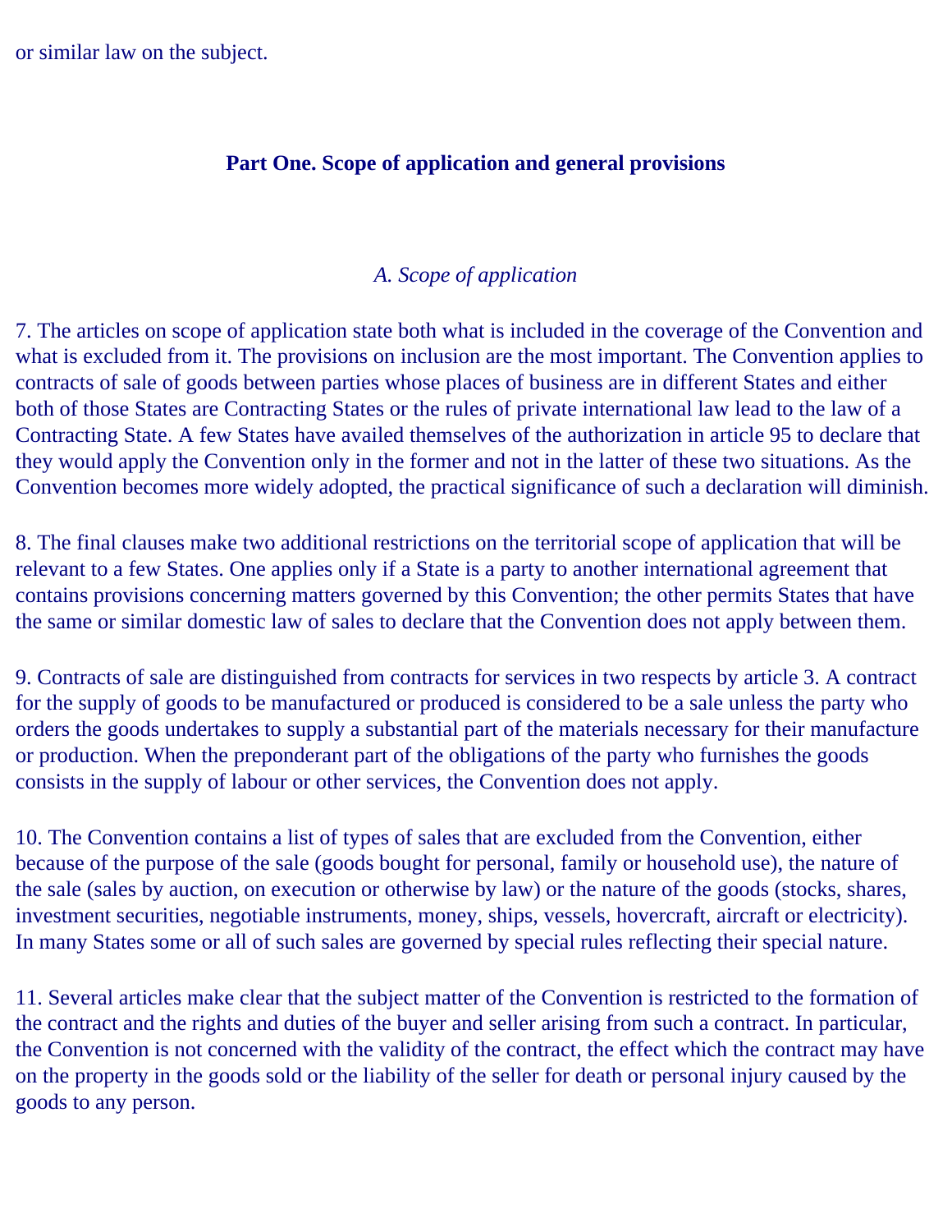or similar law on the subject.

## Part One. Scope of application and general provisions

### *A. Scope of application*

7. The articles on scope of application state both what is included in the coverage of the Convention and what is excluded from it. The provisions on inclusion are the most important. The Convention applies to contracts of sale of goods between parties whose places of business are in different States and either both of those States are Contracting States or the rules of private international law lead to the law of a Contracting State. A few States have availed themselves of the authorization in article 95 to declare that they would apply the Convention only in the former and not in the latter of these two situations. As the Convention becomes more widely adopted, the practical significance of such a declaration will diminish.

8. The final clauses make two additional restrictions on the territorial scope of application that will be relevant to a few States. One applies only if a State is a party to another international agreement that contains provisions concerning matters governed by this Convention; the other permits States that have the same or similar domestic law of sales to declare that the Convention does not apply between them.

9. Contracts of sale are distinguished from contracts for services in two respects by article 3. A contract for the supply of goods to be manufactured or produced is considered to be a sale unless the party who orders the goods undertakes to supply a substantial part of the materials necessary for their manufacture or production. When the preponderant part of the obligations of the party who furnishes the goods consists in the supply of labour or other services, the Convention does not apply.

10. The Convention contains a list of types of sales that are excluded from the Convention, either because of the purpose of the sale (goods bought for personal, family or household use), the nature of the sale (sales by auction, on execution or otherwise by law) or the nature of the goods (stocks, shares, investment securities, negotiable instruments, money, ships, vessels, hovercraft, aircraft or electricity). In many States some or all of such sales are governed by special rules reflecting their special nature.

11. Several articles make clear that the subject matter of the Convention is restricted to the formation of the contract and the rights and duties of the buyer and seller arising from such a contract. In particular, the Convention is not concerned with the validity of the contract, the effect which the contract may have on the property in the goods sold or the liability of the seller for death or personal injury caused by the goods to any person.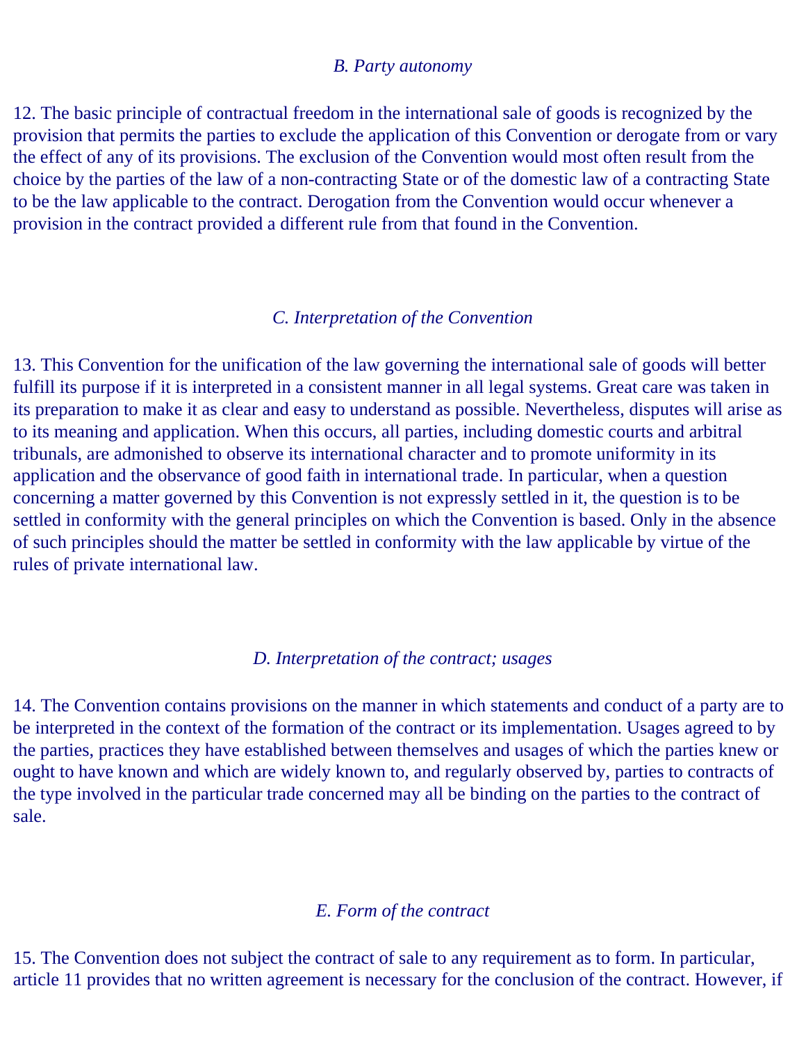### *B. Party autonomy*

12. The basic principle of contractual freedom in the international sale of goods is recognized by the provision that permits the parties to exclude the application of this Convention or derogate from or vary the effect of any of its provisions. The exclusion of the Convention would most often result from the choice by the parties of the law of a non-contracting State or of the domestic law of a contracting State to be the law applicable to the contract. Derogation from the Convention would occur whenever a provision in the contract provided a different rule from that found in the Convention.

### *C. Interpretation of the Convention*

13. This Convention for the unification of the law governing the international sale of goods will better fulfill its purpose if it is interpreted in a consistent manner in all legal systems. Great care was taken in its preparation to make it as clear and easy to understand as possible. Nevertheless, disputes will arise as to its meaning and application. When this occurs, all parties, including domestic courts and arbitral tribunals, are admonished to observe its international character and to promote uniformity in its application and the observance of good faith in international trade. In particular, when a question concerning a matter governed by this Convention is not expressly settled in it, the question is to be settled in conformity with the general principles on which the Convention is based. Only in the absence of such principles should the matter be settled in conformity with the law applicable by virtue of the rules of private international law.

### *D. Interpretation of the contract; usages*

14. The Convention contains provisions on the manner in which statements and conduct of a party are to be interpreted in the context of the formation of the contract or its implementation. Usages agreed to by the parties, practices they have established between themselves and usages of which the parties knew or ought to have known and which are widely known to, and regularly observed by, parties to contracts of the type involved in the particular trade concerned may all be binding on the parties to the contract of sale.

### *E. Form of the contract*

15. The Convention does not subject the contract of sale to any requirement as to form. In particular, article 11 provides that no written agreement is necessary for the conclusion of the contract. However, if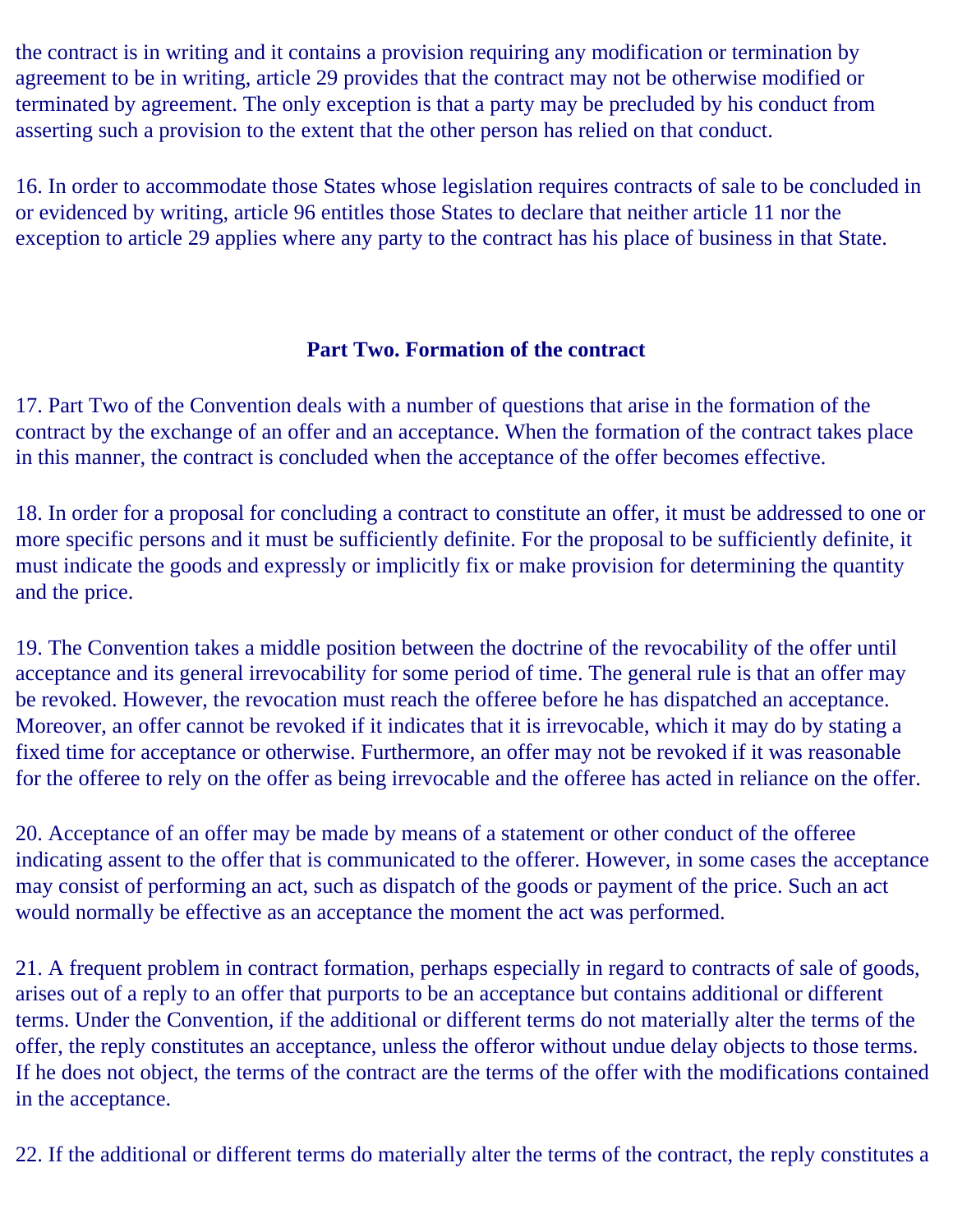the contract is in writing and it contains a provision requiring any modification or termination by agreement to be in writing, article 29 provides that the contract may not be otherwise modified or terminated by agreement. The only exception is that a party may be precluded by his conduct from asserting such a provision to the extent that the other person has relied on that conduct.

16. In order to accommodate those States whose legislation requires contracts of sale to be concluded in or evidenced by writing, article 96 entitles those States to declare that neither article 11 nor the exception to article 29 applies where any party to the contract has his place of business in that State.

## Part Two. Formation of the contract

17. Part Two of the Convention deals with a number of questions that arise in the formation of the contract by the exchange of an offer and an acceptance. When the formation of the contract takes place in this manner, the contract is concluded when the acceptance of the offer becomes effective.

18. In order for a proposal for concluding a contract to constitute an offer, it must be addressed to one or more specific persons and it must be sufficiently definite. For the proposal to be sufficiently definite, it must indicate the goods and expressly or implicitly fix or make provision for determining the quantity and the price.

19. The Convention takes a middle position between the doctrine of the revocability of the offer until acceptance and its general irrevocability for some period of time. The general rule is that an offer may be revoked. However, the revocation must reach the offeree before he has dispatched an acceptance. Moreover, an offer cannot be revoked if it indicates that it is irrevocable, which it may do by stating a fixed time for acceptance or otherwise. Furthermore, an offer may not be revoked if it was reasonable for the offeree to rely on the offer as being irrevocable and the offeree has acted in reliance on the offer.

20. Acceptance of an offer may be made by means of a statement or other conduct of the offeree indicating assent to the offer that is communicated to the offerer. However, in some cases the acceptance may consist of performing an act, such as dispatch of the goods or payment of the price. Such an act would normally be effective as an acceptance the moment the act was performed.

21. A frequent problem in contract formation, perhaps especially in regard to contracts of sale of goods, arises out of a reply to an offer that purports to be an acceptance but contains additional or different terms. Under the Convention, if the additional or different terms do not materially alter the terms of the offer, the reply constitutes an acceptance, unless the offeror without undue delay objects to those terms. If he does not object, the terms of the contract are the terms of the offer with the modifications contained in the acceptance.

22. If the additional or different terms do materially alter the terms of the contract, the reply constitutes a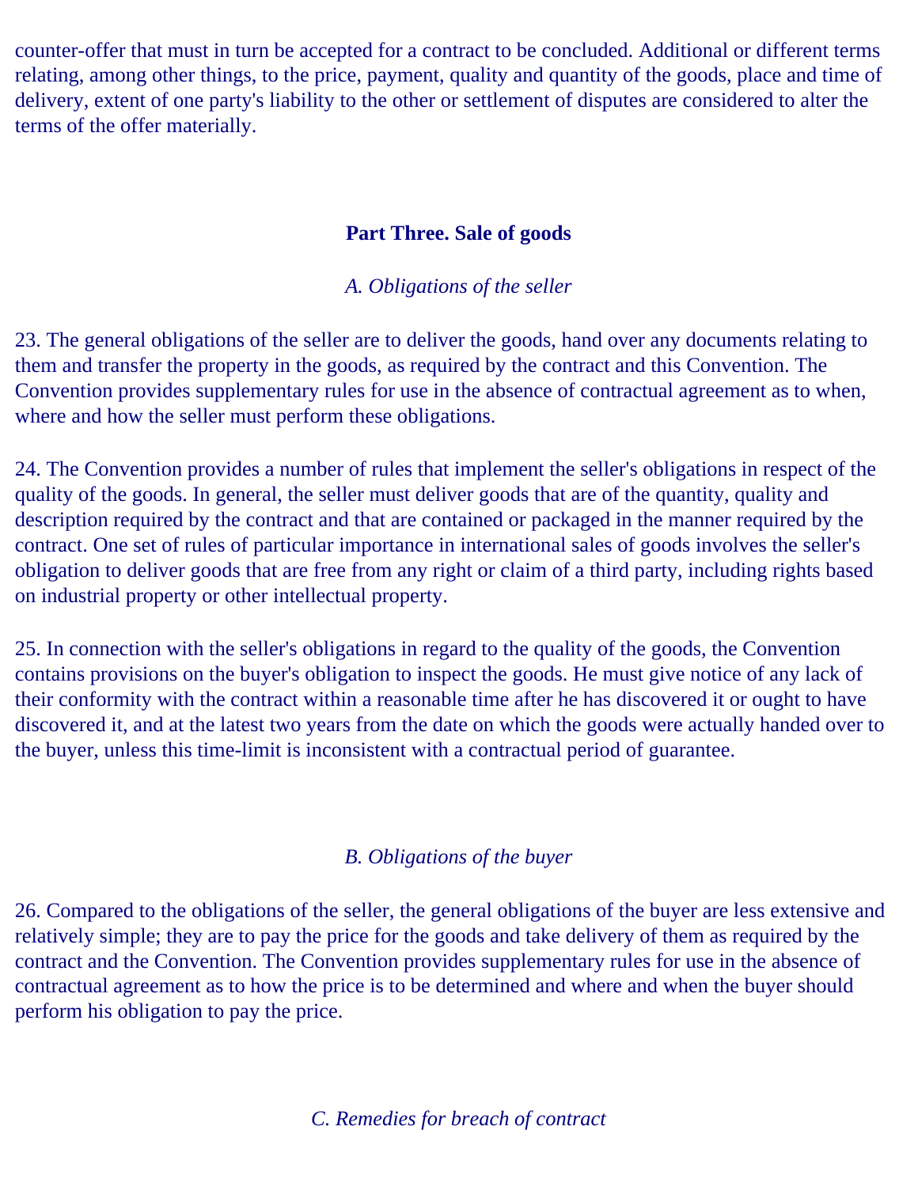counter-offer that must in turn be accepted for a contract to be concluded. Additional or different terms relating, among other things, to the price, payment, quality and quantity of the goods, place and time of delivery, extent of one party's liability to the other or settlement of disputes are considered to alter the terms of the offer materially.

## Part Three. Sale of goods

### *A. Obligations of the seller*

23. The general obligations of the seller are to deliver the goods, hand over any documents relating to them and transfer the property in the goods, as required by the contract and this Convention. The Convention provides supplementary rules for use in the absence of contractual agreement as to when, where and how the seller must perform these obligations.

24. The Convention provides a number of rules that implement the seller's obligations in respect of the quality of the goods. In general, the seller must deliver goods that are of the quantity, quality and description required by the contract and that are contained or packaged in the manner required by the contract. One set of rules of particular importance in international sales of goods involves the seller's obligation to deliver goods that are free from any right or claim of a third party, including rights based on industrial property or other intellectual property.

25. In connection with the seller's obligations in regard to the quality of the goods, the Convention contains provisions on the buyer's obligation to inspect the goods. He must give notice of any lack of their conformity with the contract within a reasonable time after he has discovered it or ought to have discovered it, and at the latest two years from the date on which the goods were actually handed over to the buyer, unless this time-limit is inconsistent with a contractual period of guarantee.

### *B. Obligations of the buyer*

26. Compared to the obligations of the seller, the general obligations of the buyer are less extensive and relatively simple; they are to pay the price for the goods and take delivery of them as required by the contract and the Convention. The Convention provides supplementary rules for use in the absence of contractual agreement as to how the price is to be determined and where and when the buyer should perform his obligation to pay the price.

### *C. Remedies for breach of contract*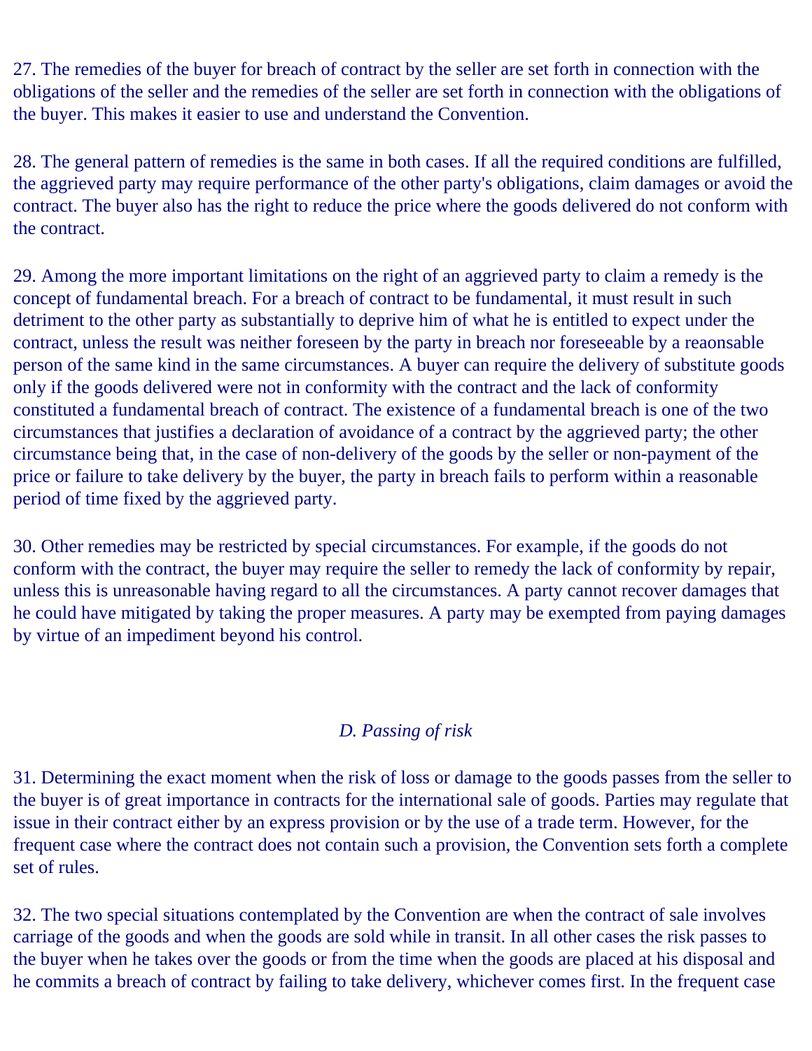27. The remedies of the buyer for breach of contract by the seller are set forth in connection with the obligations of the seller and the remedies of the seller are set forth in connection with the obligations of the buyer. This makes it easier to use and understand the Convention.

28. The general pattern of remedies is the same in both cases. If all the required conditions are fulfilled, the aggrieved party may require performance of the other party's obligations, claim damages or avoid the contract. The buyer also has the right to reduce the price where the goods delivered do not conform with the contract.

29. Among the more important limitations on the right of an aggrieved party to claim a remedy is the concept of fundamental breach. For a breach of contract to be fundamental, it must result in such detriment to the other party as substantially to deprive him of what he is entitled to expect under the contract, unless the result was neither foreseen by the party in breach nor foreseeable by a reaonsable person of the same kind in the same circumstances. A buyer can require the delivery of substitute goods only if the goods delivered were not in conformity with the contract and the lack of conformity constituted a fundamental breach of contract. The existence of a fundamental breach is one of the two circumstances that justifies a declaration of avoidance of a contract by the aggrieved party; the other circumstance being that, in the case of non-delivery of the goods by the seller or non-payment of the price or failure to take delivery by the buyer, the party in breach fails to perform within a reasonable period of time fixed by the aggrieved party.

30. Other remedies may be restricted by special circumstances. For example, if the goods do not conform with the contract, the buyer may require the seller to remedy the lack of conformity by repair, unless this is unreasonable having regard to all the circumstances. A party cannot recover damages that he could have mitigated by taking the proper measures. A party may be exempted from paying damages by virtue of an impediment beyond his control.

### *D. Passing of risk*

31. Determining the exact moment when the risk of loss or damage to the goods passes from the seller to the buyer is of great importance in contracts for the international sale of goods. Parties may regulate that issue in their contract either by an express provision or by the use of a trade term. However, for the frequent case where the contract does not contain such a provision, the Convention sets forth a complete set of rules.

32. The two special situations contemplated by the Convention are when the contract of sale involves carriage of the goods and when the goods are sold while in transit. In all other cases the risk passes to the buyer when he takes over the goods or from the time when the goods are placed at his disposal and he commits a breach of contract by failing to take delivery, whichever comes first. In the frequent case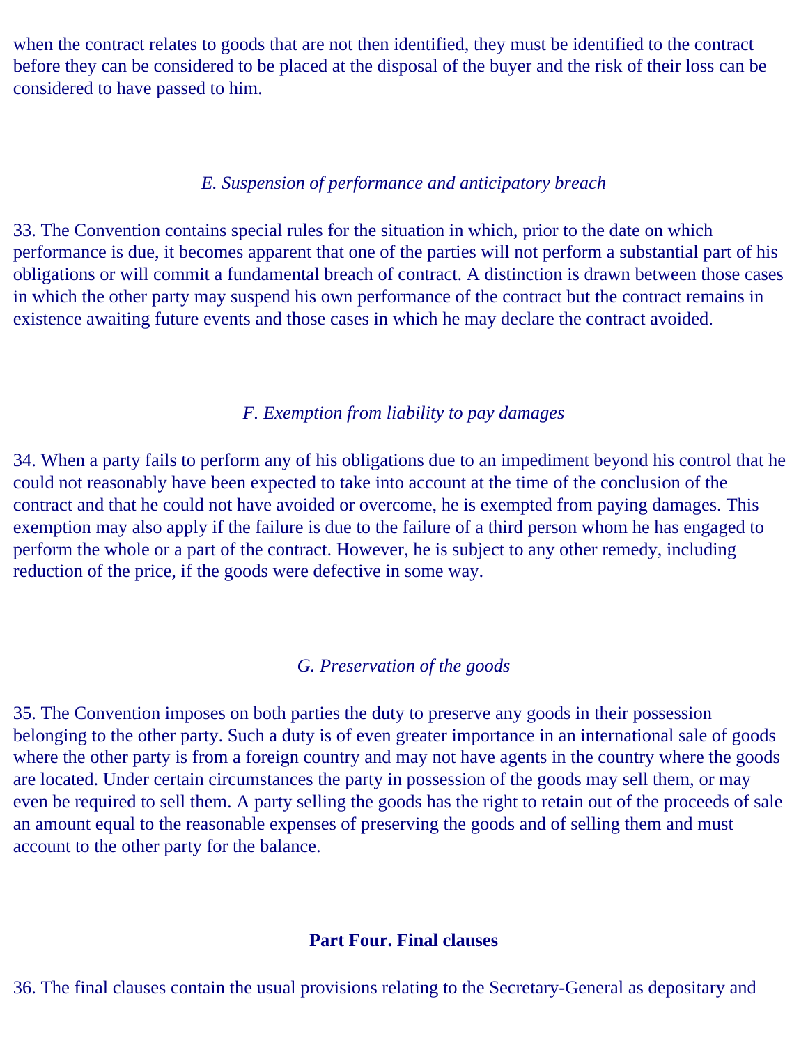when the contract relates to goods that are not then identified, they must be identified to the contract before they can be considered to be placed at the disposal of the buyer and the risk of their loss can be considered to have passed to him.

*E. Suspension of performance and anticipatory breach*

33. The Convention contains special rules for the situation in which, prior to the date on which performance is due, it becomes apparent that one of the parties will not perform a substantial part of his obligations or will commit a fundamental breach of contract. A distinction is drawn between those cases in which the other party may suspend his own performance of the contract but the contract remains in existence awaiting future events and those cases in which he may declare the contract avoided.

*F. Exemption from liability to pay damages*

34. When a party fails to perform any of his obligations due to an impediment beyond his control that he could not reasonably have been expected to take into account at the time of the conclusion of the contract and that he could not have avoided or overcome, he is exempted from paying damages. This exemption may also apply if the failure is due to the failure of a third person whom he has engaged to perform the whole or a part of the contract. However, he is subject to any other remedy, including reduction of the price, if the goods were defective in some way.

*G. Preservation of the goods*

35. The Convention imposes on both parties the duty to preserve any goods in their possession belonging to the other party. Such a duty is of even greater importance in an international sale of goods where the other party is from a foreign country and may not have agents in the country where the goods are located. Under certain circumstances the party in possession of the goods may sell them, or may even be required to sell them. A party selling the goods has the right to retain out of the proceeds of sale an amount equal to the reasonable expenses of preserving the goods and of selling them and must account to the other party for the balance.

**Part Four. Final clauses**

36. The final clauses contain the usual provisions relating to the Secretary-General as depositary and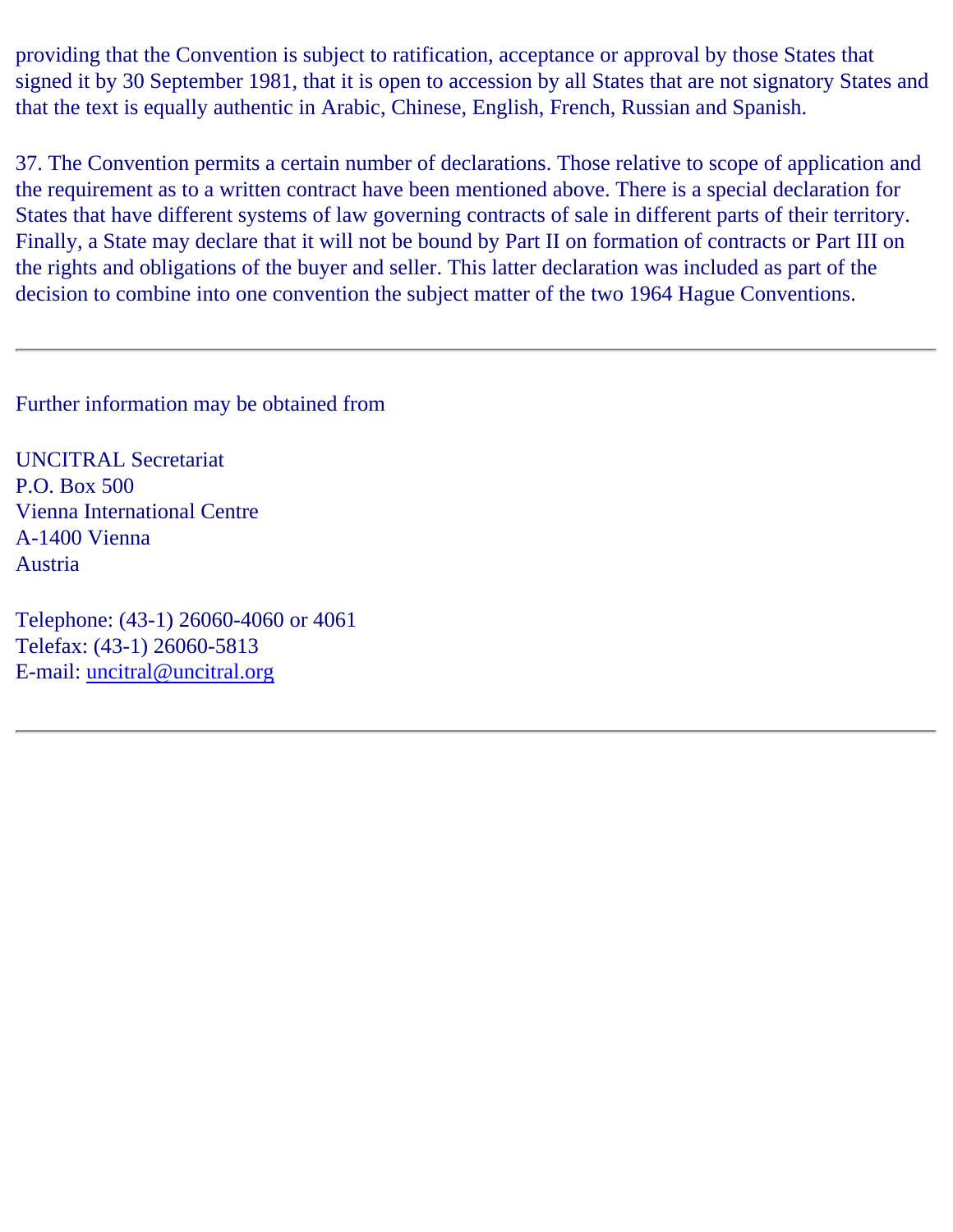providing that the Convention is subject to ratification, acceptance or approval by those States that signed it by 30 September 1981, that it is open to accession by all States that are not signatory States and that the text is equally authentic in Arabic, Chinese, English, French, Russian and Spanish.

37. The Convention permits a certain number of declarations. Those relative to scope of application and the requirement as to a written contract have been mentioned above. There is a special declaration for States that have different systems of law governing contracts of sale in different parts of their territory. Finally, a State may declare that it will not be bound by Part II on formation of contracts or Part III on the rights and obligations of the buyer and seller. This latter declaration was included as part of the decision to combine into one convention the subject matter of the two 1964 Hague Conventions.

---

Further information may be obtained from

UNCITRAL Secretariat
P.O. Box 500
Vienna International Centre
A-1400 Vienna
Austria

Telephone: (43-1) 26060-4060 or 4061
Telefax: (43-1) 26060-5813
E-mail: uncitral@uncitral.org

---